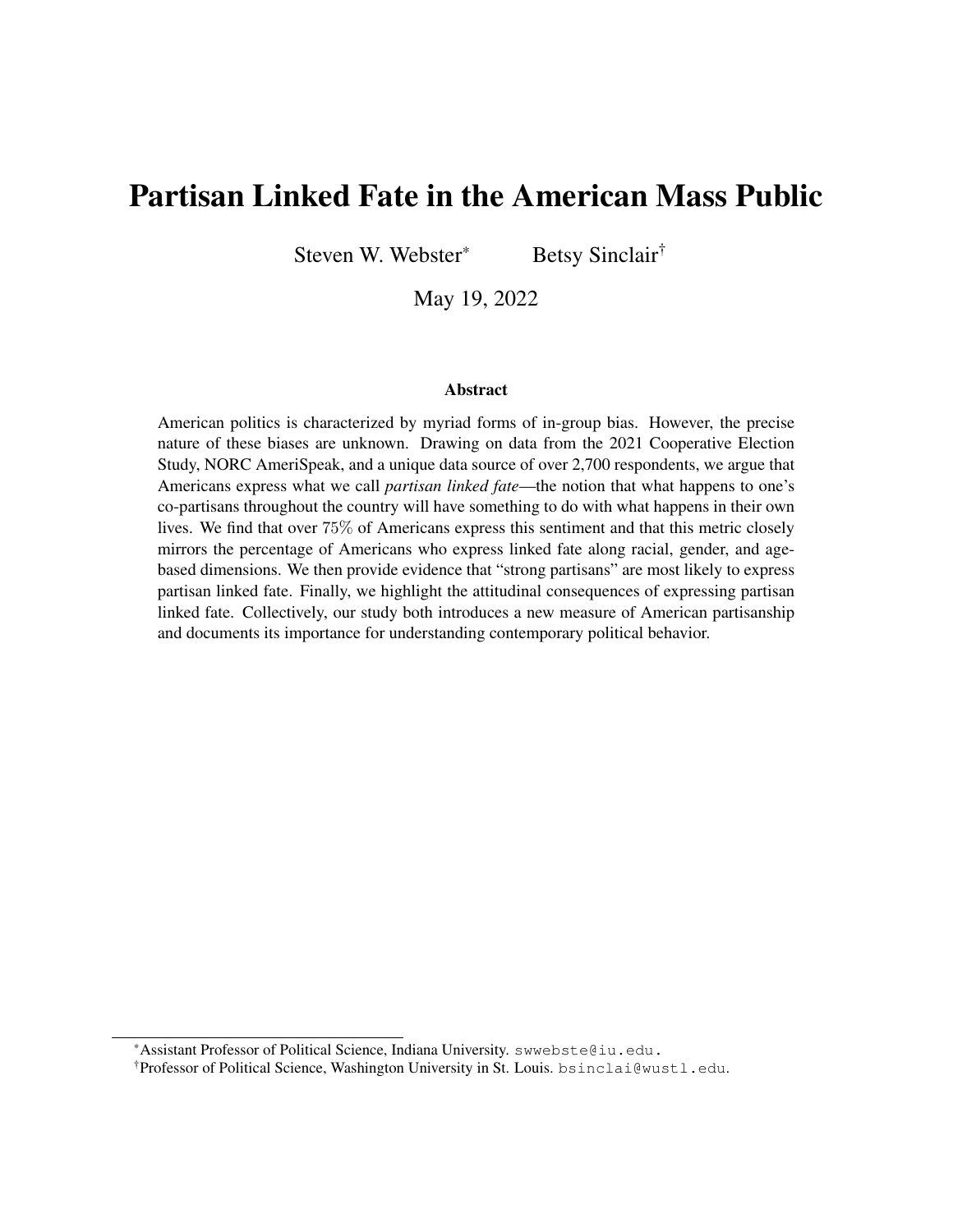# Partisan Linked Fate in the American Mass Public

Steven W. Webster[*] Betsy Sinclair[†]

May 19, 2022

### Abstract

American politics is characterized by myriad forms of in-group bias. However, the precise nature of these biases are unknown. Drawing on data from the 2021 Cooperative Election Study, NORC AmeriSpeak, and a unique data source of over 2,700 respondents, we argue that Americans express what we call *partisan linked fate*—the notion that what happens to one's co-partisans throughout the country will have something to do with what happens in their own lives. We find that over 75% of Americans express this sentiment and that this metric closely mirrors the percentage of Americans who express linked fate along racial, gender, and age-based dimensions. We then provide evidence that "strong partisans" are most likely to express partisan linked fate. Finally, we highlight the attitudinal consequences of expressing partisan linked fate. Collectively, our study both introduces a new measure of American partisanship and documents its importance for understanding contemporary political behavior.

[*] Assistant Professor of Political Science, Indiana University. swwebste@iu.edu.

[†] Professor of Political Science, Washington University in St. Louis. bsinclai@wustl.edu.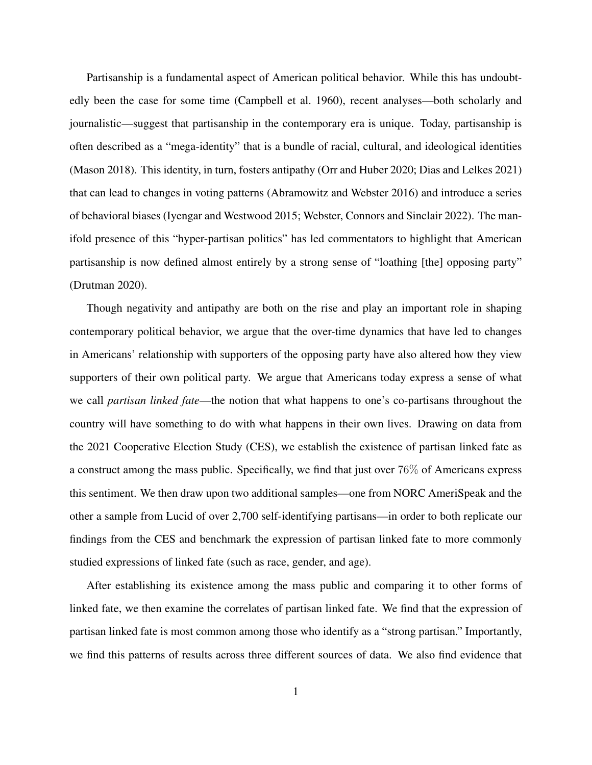Partisanship is a fundamental aspect of American political behavior. While this has undoubtedly been the case for some time (Campbell et al. 1960), recent analyses—both scholarly and journalistic—suggest that partisanship in the contemporary era is unique. Today, partisanship is often described as a "mega-identity" that is a bundle of racial, cultural, and ideological identities (Mason 2018). This identity, in turn, fosters antipathy (Orr and Huber 2020; Dias and Lelkes 2021) that can lead to changes in voting patterns (Abramowitz and Webster 2016) and introduce a series of behavioral biases (Iyengar and Westwood 2015; Webster, Connors and Sinclair 2022). The manifold presence of this "hyper-partisan politics" has led commentators to highlight that American partisanship is now defined almost entirely by a strong sense of "loathing [the] opposing party" (Drutman 2020).

Though negativity and antipathy are both on the rise and play an important role in shaping contemporary political behavior, we argue that the over-time dynamics that have led to changes in Americans' relationship with supporters of the opposing party have also altered how they view supporters of their own political party. We argue that Americans today express a sense of what we call *partisan linked fate*—the notion that what happens to one's co-partisans throughout the country will have something to do with what happens in their own lives. Drawing on data from the 2021 Cooperative Election Study (CES), we establish the existence of partisan linked fate as a construct among the mass public. Specifically, we find that just over 76% of Americans express this sentiment. We then draw upon two additional samples—one from NORC AmeriSpeak and the other a sample from Lucid of over 2,700 self-identifying partisans—in order to both replicate our findings from the CES and benchmark the expression of partisan linked fate to more commonly studied expressions of linked fate (such as race, gender, and age).

After establishing its existence among the mass public and comparing it to other forms of linked fate, we then examine the correlates of partisan linked fate. We find that the expression of partisan linked fate is most common among those who identify as a "strong partisan." Importantly, we find this patterns of results across three different sources of data. We also find evidence that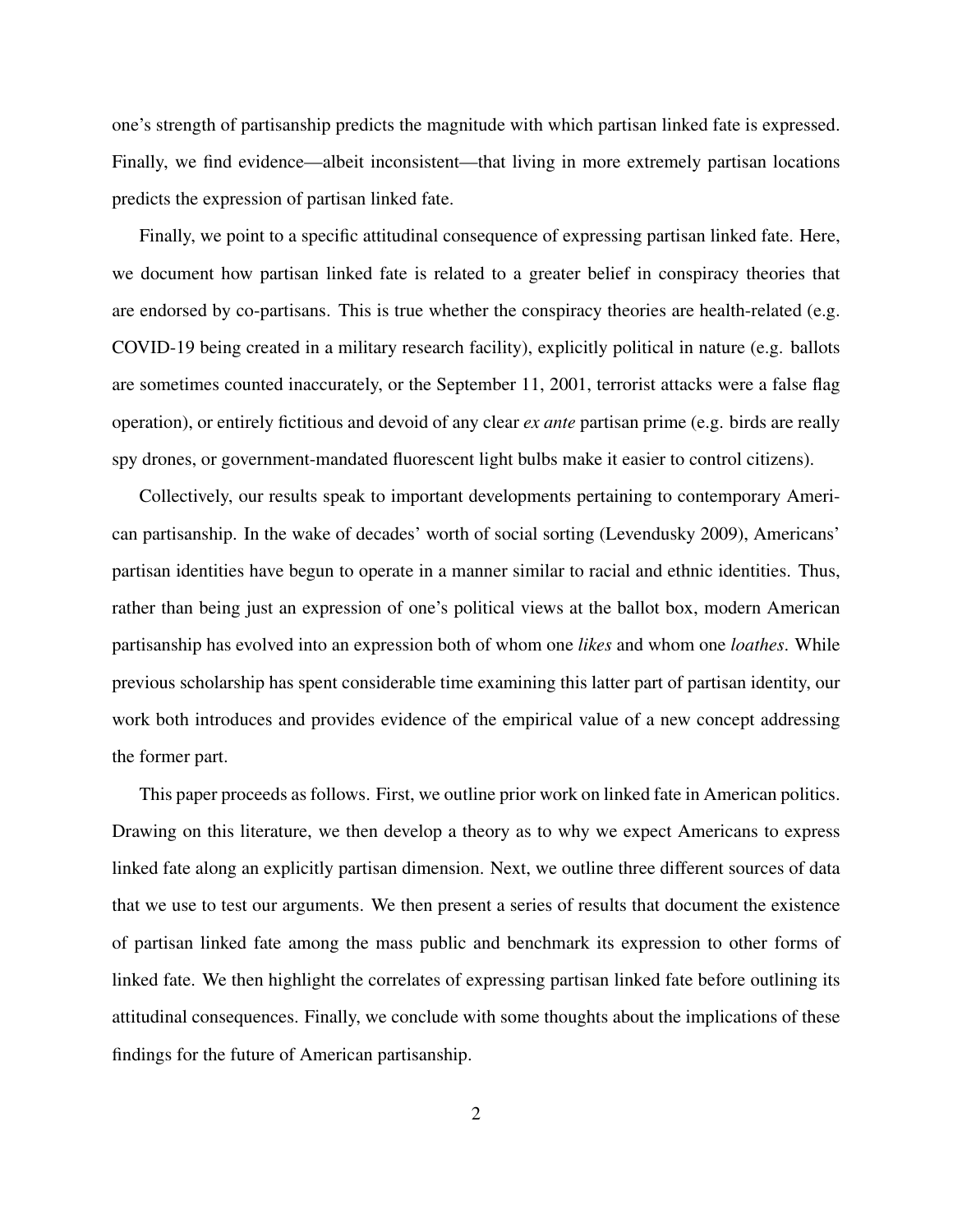one's strength of partisanship predicts the magnitude with which partisan linked fate is expressed. Finally, we find evidence—albeit inconsistent—that living in more extremely partisan locations predicts the expression of partisan linked fate.

Finally, we point to a specific attitudinal consequence of expressing partisan linked fate. Here, we document how partisan linked fate is related to a greater belief in conspiracy theories that are endorsed by co-partisans. This is true whether the conspiracy theories are health-related (e.g. COVID-19 being created in a military research facility), explicitly political in nature (e.g. ballots are sometimes counted inaccurately, or the September 11, 2001, terrorist attacks were a false flag operation), or entirely fictitious and devoid of any clear *ex ante* partisan prime (e.g. birds are really spy drones, or government-mandated fluorescent light bulbs make it easier to control citizens).

Collectively, our results speak to important developments pertaining to contemporary American partisanship. In the wake of decades' worth of social sorting (Levendusky 2009), Americans' partisan identities have begun to operate in a manner similar to racial and ethnic identities. Thus, rather than being just an expression of one's political views at the ballot box, modern American partisanship has evolved into an expression both of whom one *likes* and whom one *loathes*. While previous scholarship has spent considerable time examining this latter part of partisan identity, our work both introduces and provides evidence of the empirical value of a new concept addressing the former part.

This paper proceeds as follows. First, we outline prior work on linked fate in American politics. Drawing on this literature, we then develop a theory as to why we expect Americans to express linked fate along an explicitly partisan dimension. Next, we outline three different sources of data that we use to test our arguments. We then present a series of results that document the existence of partisan linked fate among the mass public and benchmark its expression to other forms of linked fate. We then highlight the correlates of expressing partisan linked fate before outlining its attitudinal consequences. Finally, we conclude with some thoughts about the implications of these findings for the future of American partisanship.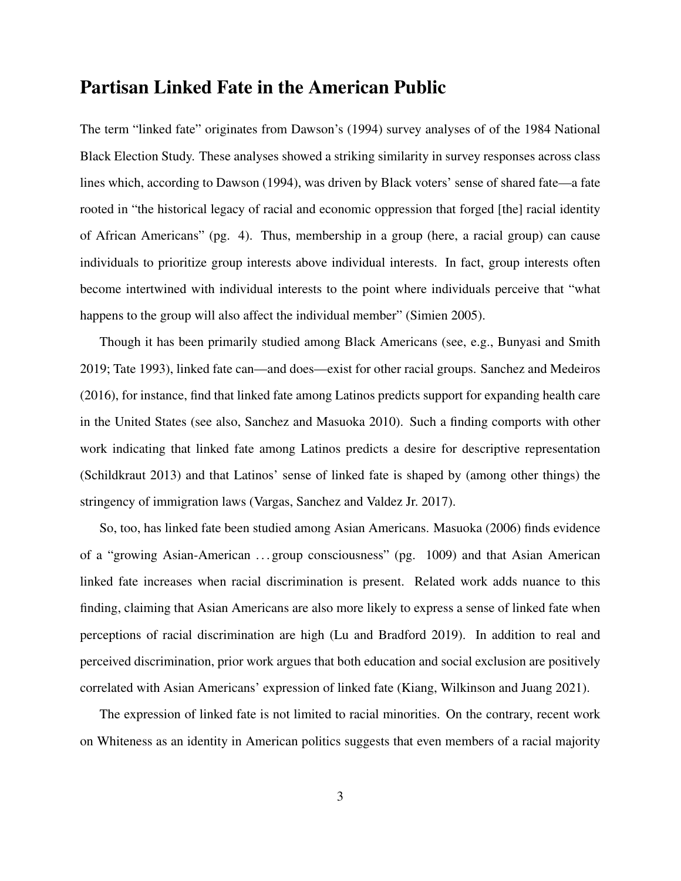## Partisan Linked Fate in the American Public

The term "linked fate" originates from Dawson's (1994) survey analyses of of the 1984 National Black Election Study. These analyses showed a striking similarity in survey responses across class lines which, according to Dawson (1994), was driven by Black voters' sense of shared fate—a fate rooted in "the historical legacy of racial and economic oppression that forged [the] racial identity of African Americans" (pg. 4). Thus, membership in a group (here, a racial group) can cause individuals to prioritize group interests above individual interests. In fact, group interests often become intertwined with individual interests to the point where individuals perceive that "what happens to the group will also affect the individual member" (Simien 2005).

Though it has been primarily studied among Black Americans (see, e.g., Bunyasi and Smith 2019; Tate 1993), linked fate can—and does—exist for other racial groups. Sanchez and Medeiros (2016), for instance, find that linked fate among Latinos predicts support for expanding health care in the United States (see also, Sanchez and Masuoka 2010). Such a finding comports with other work indicating that linked fate among Latinos predicts a desire for descriptive representation (Schildkraut 2013) and that Latinos' sense of linked fate is shaped by (among other things) the stringency of immigration laws (Vargas, Sanchez and Valdez Jr. 2017).

So, too, has linked fate been studied among Asian Americans. Masuoka (2006) finds evidence of a "growing Asian-American . . . group consciousness" (pg. 1009) and that Asian American linked fate increases when racial discrimination is present. Related work adds nuance to this finding, claiming that Asian Americans are also more likely to express a sense of linked fate when perceptions of racial discrimination are high (Lu and Bradford 2019). In addition to real and perceived discrimination, prior work argues that both education and social exclusion are positively correlated with Asian Americans' expression of linked fate (Kiang, Wilkinson and Juang 2021).

The expression of linked fate is not limited to racial minorities. On the contrary, recent work on Whiteness as an identity in American politics suggests that even members of a racial majority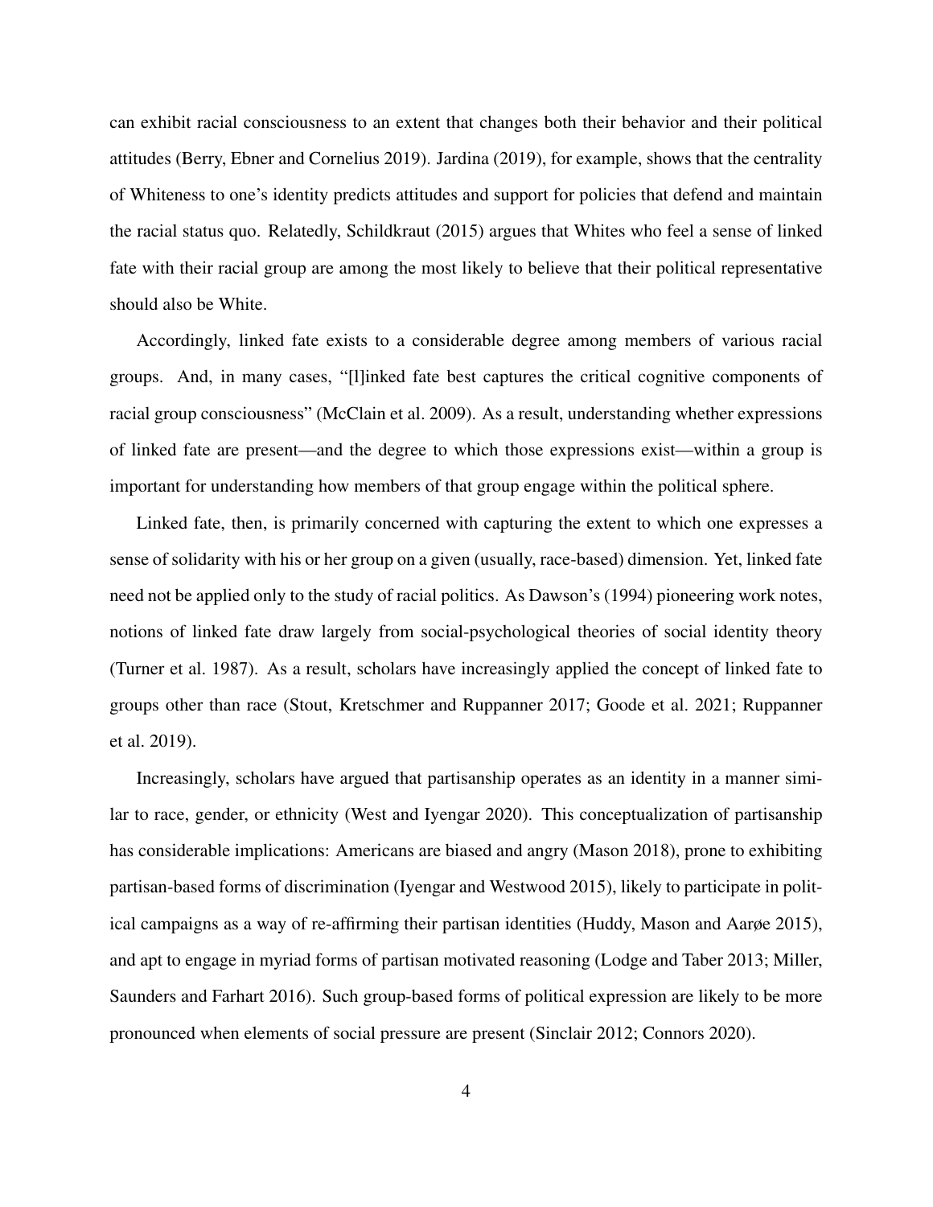can exhibit racial consciousness to an extent that changes both their behavior and their political attitudes (Berry, Ebner and Cornelius 2019). Jardina (2019), for example, shows that the centrality of Whiteness to one's identity predicts attitudes and support for policies that defend and maintain the racial status quo. Relatedly, Schildkraut (2015) argues that Whites who feel a sense of linked fate with their racial group are among the most likely to believe that their political representative should also be White.

Accordingly, linked fate exists to a considerable degree among members of various racial groups. And, in many cases, "[l]inked fate best captures the critical cognitive components of racial group consciousness" (McClain et al. 2009). As a result, understanding whether expressions of linked fate are present—and the degree to which those expressions exist—within a group is important for understanding how members of that group engage within the political sphere.

Linked fate, then, is primarily concerned with capturing the extent to which one expresses a sense of solidarity with his or her group on a given (usually, race-based) dimension. Yet, linked fate need not be applied only to the study of racial politics. As Dawson's (1994) pioneering work notes, notions of linked fate draw largely from social-psychological theories of social identity theory (Turner et al. 1987). As a result, scholars have increasingly applied the concept of linked fate to groups other than race (Stout, Kretschmer and Ruppanner 2017; Goode et al. 2021; Ruppanner et al. 2019).

Increasingly, scholars have argued that partisanship operates as an identity in a manner similar to race, gender, or ethnicity (West and Iyengar 2020). This conceptualization of partisanship has considerable implications: Americans are biased and angry (Mason 2018), prone to exhibiting partisan-based forms of discrimination (Iyengar and Westwood 2015), likely to participate in political campaigns as a way of re-affirming their partisan identities (Huddy, Mason and Aarøe 2015), and apt to engage in myriad forms of partisan motivated reasoning (Lodge and Taber 2013; Miller, Saunders and Farhart 2016). Such group-based forms of political expression are likely to be more pronounced when elements of social pressure are present (Sinclair 2012; Connors 2020).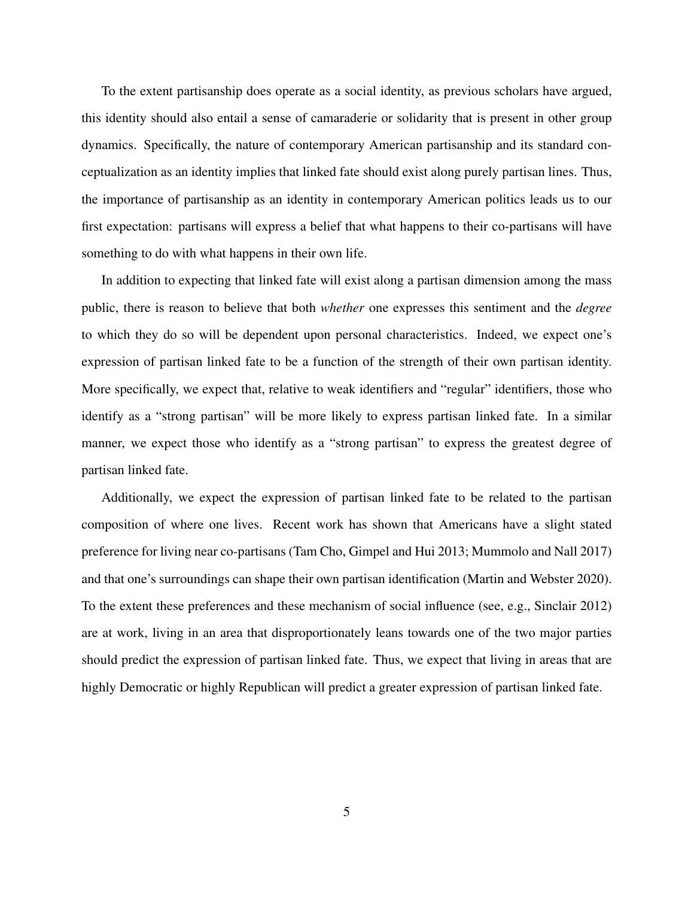To the extent partisanship does operate as a social identity, as previous scholars have argued, this identity should also entail a sense of camaraderie or solidarity that is present in other group dynamics. Specifically, the nature of contemporary American partisanship and its standard conceptualization as an identity implies that linked fate should exist along purely partisan lines. Thus, the importance of partisanship as an identity in contemporary American politics leads us to our first expectation: partisans will express a belief that what happens to their co-partisans will have something to do with what happens in their own life.

In addition to expecting that linked fate will exist along a partisan dimension among the mass public, there is reason to believe that both *whether* one expresses this sentiment and the *degree* to which they do so will be dependent upon personal characteristics. Indeed, we expect one's expression of partisan linked fate to be a function of the strength of their own partisan identity. More specifically, we expect that, relative to weak identifiers and "regular" identifiers, those who identify as a "strong partisan" will be more likely to express partisan linked fate. In a similar manner, we expect those who identify as a "strong partisan" to express the greatest degree of partisan linked fate.

Additionally, we expect the expression of partisan linked fate to be related to the partisan composition of where one lives. Recent work has shown that Americans have a slight stated preference for living near co-partisans (Tam Cho, Gimpel and Hui 2013; Mummolo and Nall 2017) and that one's surroundings can shape their own partisan identification (Martin and Webster 2020). To the extent these preferences and these mechanism of social influence (see, e.g., Sinclair 2012) are at work, living in an area that disproportionately leans towards one of the two major parties should predict the expression of partisan linked fate. Thus, we expect that living in areas that are highly Democratic or highly Republican will predict a greater expression of partisan linked fate.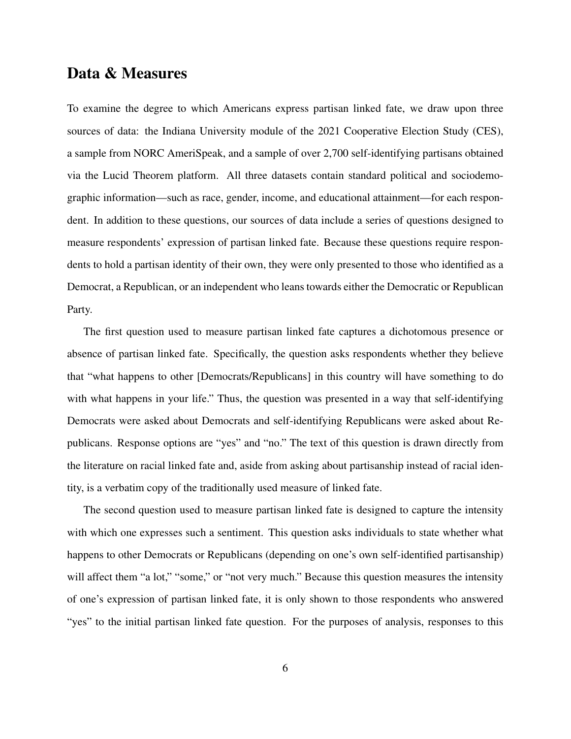## Data & Measures

To examine the degree to which Americans express partisan linked fate, we draw upon three sources of data: the Indiana University module of the 2021 Cooperative Election Study (CES), a sample from NORC AmeriSpeak, and a sample of over 2,700 self-identifying partisans obtained via the Lucid Theorem platform. All three datasets contain standard political and sociodemographic information—such as race, gender, income, and educational attainment—for each respondent. In addition to these questions, our sources of data include a series of questions designed to measure respondents' expression of partisan linked fate. Because these questions require respondents to hold a partisan identity of their own, they were only presented to those who identified as a Democrat, a Republican, or an independent who leans towards either the Democratic or Republican Party.

The first question used to measure partisan linked fate captures a dichotomous presence or absence of partisan linked fate. Specifically, the question asks respondents whether they believe that "what happens to other [Democrats/Republicans] in this country will have something to do with what happens in your life." Thus, the question was presented in a way that self-identifying Democrats were asked about Democrats and self-identifying Republicans were asked about Republicans. Response options are "yes" and "no." The text of this question is drawn directly from the literature on racial linked fate and, aside from asking about partisanship instead of racial identity, is a verbatim copy of the traditionally used measure of linked fate.

The second question used to measure partisan linked fate is designed to capture the intensity with which one expresses such a sentiment. This question asks individuals to state whether what happens to other Democrats or Republicans (depending on one's own self-identified partisanship) will affect them "a lot," "some," or "not very much." Because this question measures the intensity of one's expression of partisan linked fate, it is only shown to those respondents who answered "yes" to the initial partisan linked fate question. For the purposes of analysis, responses to this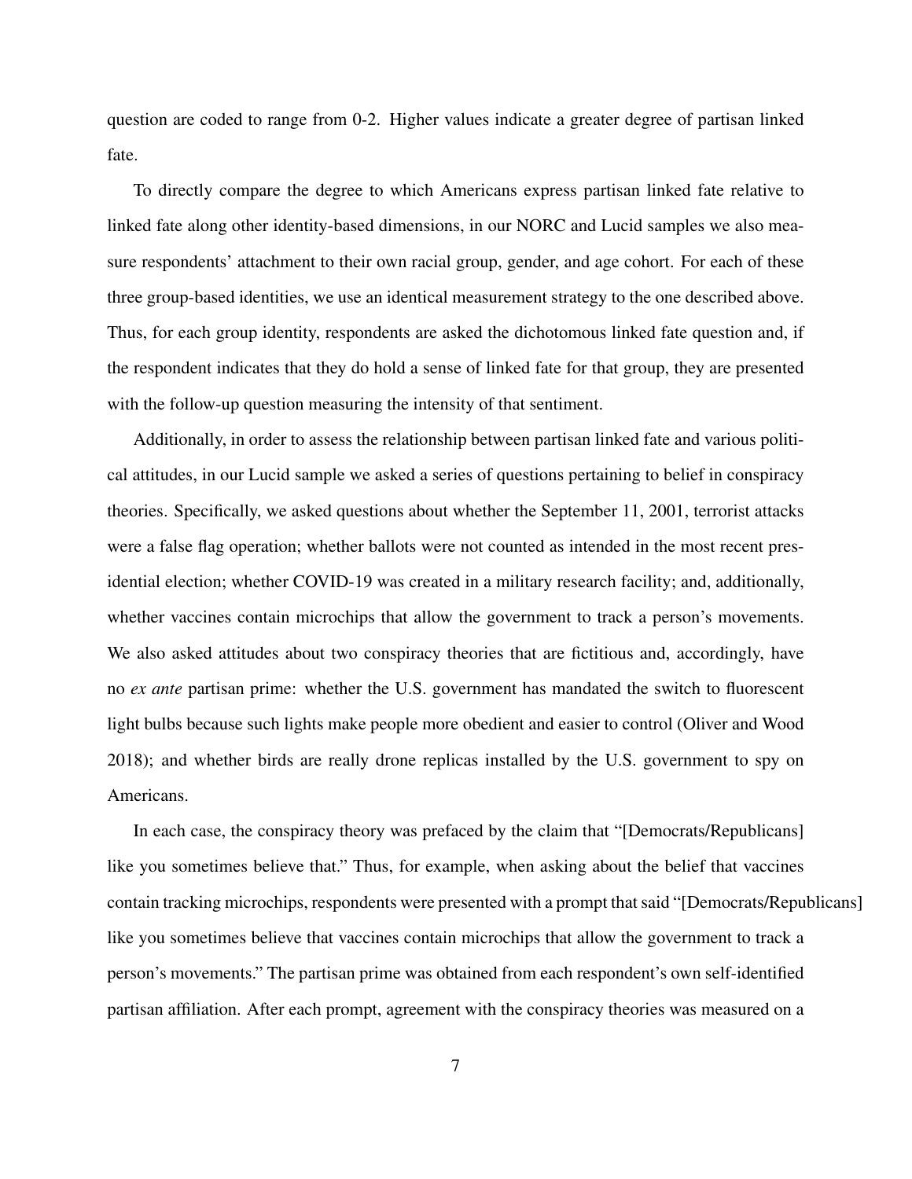question are coded to range from 0-2. Higher values indicate a greater degree of partisan linked fate.

To directly compare the degree to which Americans express partisan linked fate relative to linked fate along other identity-based dimensions, in our NORC and Lucid samples we also measure respondents' attachment to their own racial group, gender, and age cohort. For each of these three group-based identities, we use an identical measurement strategy to the one described above. Thus, for each group identity, respondents are asked the dichotomous linked fate question and, if the respondent indicates that they do hold a sense of linked fate for that group, they are presented with the follow-up question measuring the intensity of that sentiment.

Additionally, in order to assess the relationship between partisan linked fate and various political attitudes, in our Lucid sample we asked a series of questions pertaining to belief in conspiracy theories. Specifically, we asked questions about whether the September 11, 2001, terrorist attacks were a false flag operation; whether ballots were not counted as intended in the most recent presidential election; whether COVID-19 was created in a military research facility; and, additionally, whether vaccines contain microchips that allow the government to track a person's movements. We also asked attitudes about two conspiracy theories that are fictitious and, accordingly, have no *ex ante* partisan prime: whether the U.S. government has mandated the switch to fluorescent light bulbs because such lights make people more obedient and easier to control (Oliver and Wood 2018); and whether birds are really drone replicas installed by the U.S. government to spy on Americans.

In each case, the conspiracy theory was prefaced by the claim that "[Democrats/Republicans] like you sometimes believe that." Thus, for example, when asking about the belief that vaccines contain tracking microchips, respondents were presented with a prompt that said "[Democrats/Republicans] like you sometimes believe that vaccines contain microchips that allow the government to track a person's movements." The partisan prime was obtained from each respondent's own self-identified partisan affiliation. After each prompt, agreement with the conspiracy theories was measured on a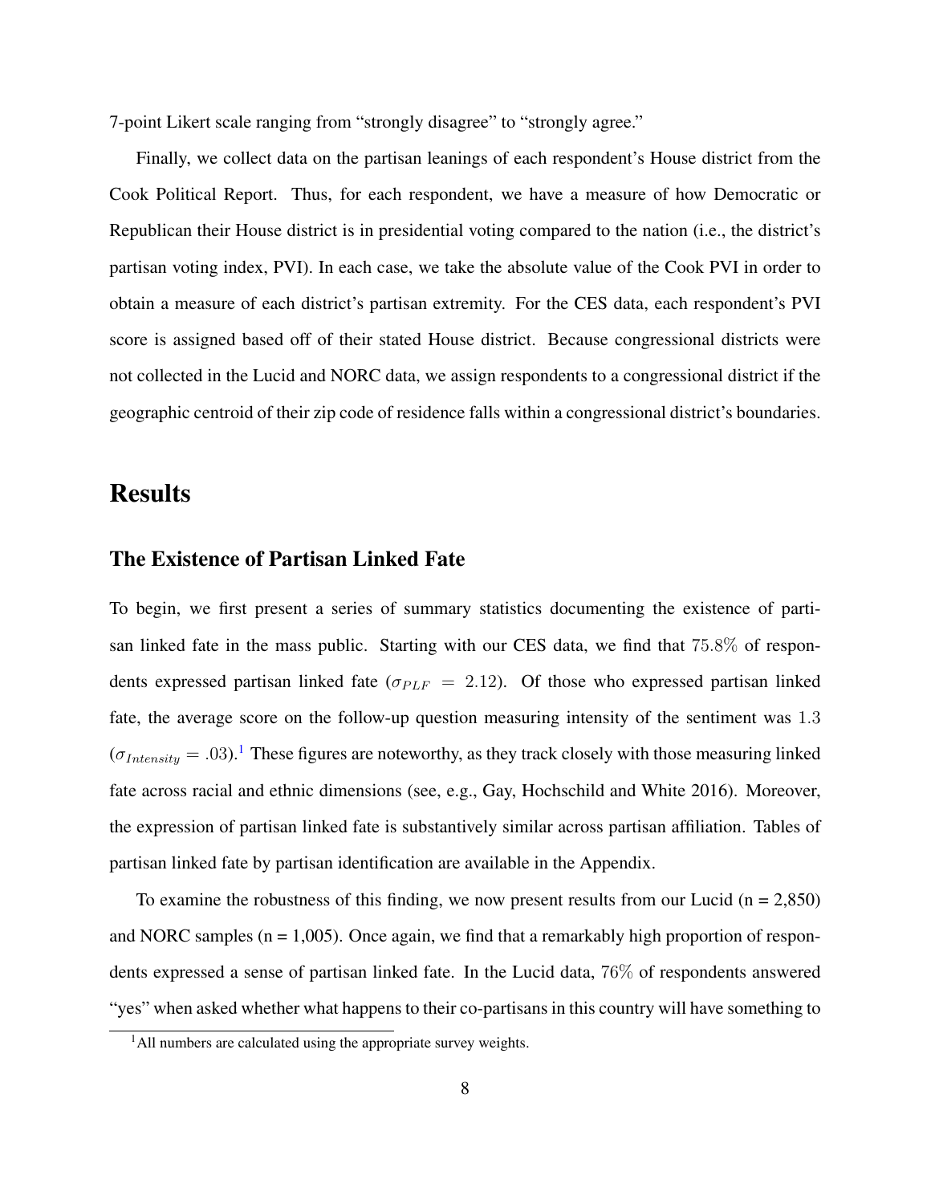7-point Likert scale ranging from "strongly disagree" to "strongly agree."

Finally, we collect data on the partisan leanings of each respondent's House district from the Cook Political Report. Thus, for each respondent, we have a measure of how Democratic or Republican their House district is in presidential voting compared to the nation (i.e., the district's partisan voting index, PVI). In each case, we take the absolute value of the Cook PVI in order to obtain a measure of each district's partisan extremity. For the CES data, each respondent's PVI score is assigned based off of their stated House district. Because congressional districts were not collected in the Lucid and NORC data, we assign respondents to a congressional district if the geographic centroid of their zip code of residence falls within a congressional district's boundaries.

# Results

## The Existence of Partisan Linked Fate

To begin, we first present a series of summary statistics documenting the existence of partisan linked fate in the mass public. Starting with our CES data, we find that $75.8\%$ of respondents expressed partisan linked fate ($\sigma_{PLF} = 2.12$). Of those who expressed partisan linked fate, the average score on the follow-up question measuring intensity of the sentiment was $1.3$ ($\sigma_{Intensity} = .03$).[1] These figures are noteworthy, as they track closely with those measuring linked fate across racial and ethnic dimensions (see, e.g., Gay, Hochschild and White 2016). Moreover, the expression of partisan linked fate is substantively similar across partisan affiliation. Tables of partisan linked fate by partisan identification are available in the Appendix.

To examine the robustness of this finding, we now present results from our Lucid (n = 2,850) and NORC samples (n = 1,005). Once again, we find that a remarkably high proportion of respondents expressed a sense of partisan linked fate. In the Lucid data, $76\%$ of respondents answered "yes" when asked whether what happens to their co-partisans in this country will have something to

[1] All numbers are calculated using the appropriate survey weights.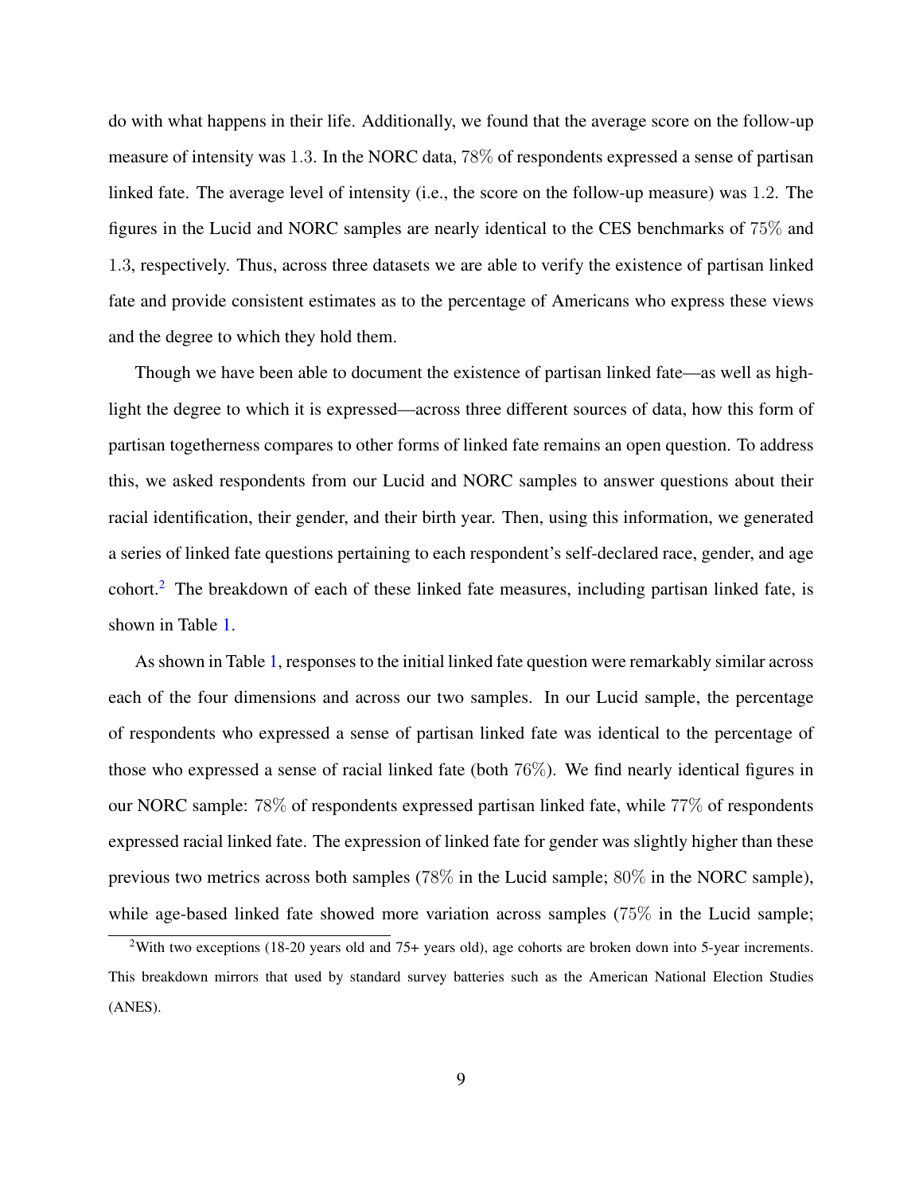do with what happens in their life. Additionally, we found that the average score on the follow-up measure of intensity was 1.3. In the NORC data, 78% of respondents expressed a sense of partisan linked fate. The average level of intensity (i.e., the score on the follow-up measure) was 1.2. The figures in the Lucid and NORC samples are nearly identical to the CES benchmarks of 75% and 1.3, respectively. Thus, across three datasets we are able to verify the existence of partisan linked fate and provide consistent estimates as to the percentage of Americans who express these views and the degree to which they hold them.

Though we have been able to document the existence of partisan linked fate—as well as highlight the degree to which it is expressed—across three different sources of data, how this form of partisan togetherness compares to other forms of linked fate remains an open question. To address this, we asked respondents from our Lucid and NORC samples to answer questions about their racial identification, their gender, and their birth year. Then, using this information, we generated a series of linked fate questions pertaining to each respondent's self-declared race, gender, and age cohort.[2] The breakdown of each of these linked fate measures, including partisan linked fate, is shown in Table 1.

As shown in Table 1, responses to the initial linked fate question were remarkably similar across each of the four dimensions and across our two samples. In our Lucid sample, the percentage of respondents who expressed a sense of partisan linked fate was identical to the percentage of those who expressed a sense of racial linked fate (both 76%). We find nearly identical figures in our NORC sample: 78% of respondents expressed partisan linked fate, while 77% of respondents expressed racial linked fate. The expression of linked fate for gender was slightly higher than these previous two metrics across both samples (78% in the Lucid sample; 80% in the NORC sample), while age-based linked fate showed more variation across samples (75% in the Lucid sample;

[2] With two exceptions (18-20 years old and 75+ years old), age cohorts are broken down into 5-year increments. This breakdown mirrors that used by standard survey batteries such as the American National Election Studies (ANES).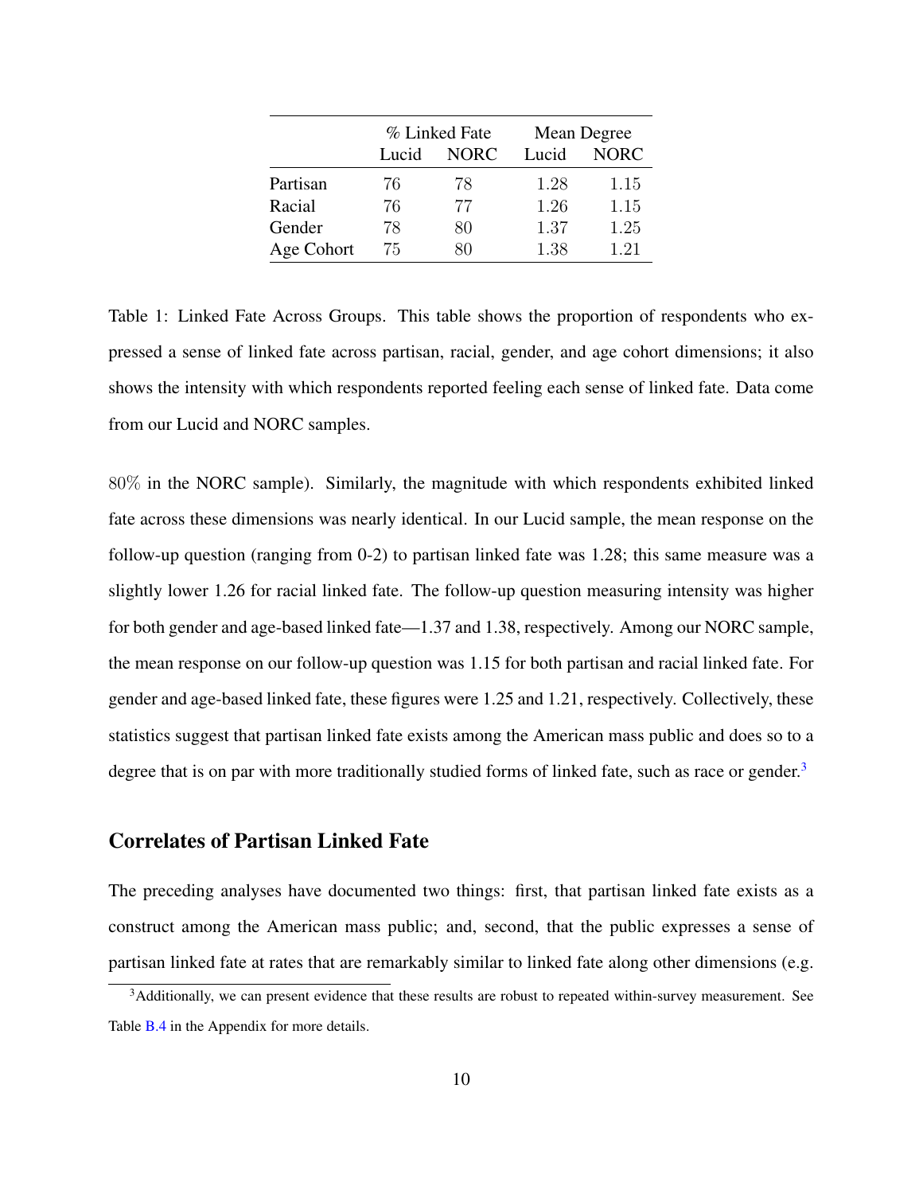| | % Linked Fate | | Mean Degree | |
|---|---|---|---|---|
| | Lucid | NORC | Lucid | NORC |
| Partisan | 76 | 78 | 1.28 | 1.15 |
| Racial | 76 | 77 | 1.26 | 1.15 |
| Gender | 78 | 80 | 1.37 | 1.25 |
| Age Cohort | 75 | 80 | 1.38 | 1.21 |

Table 1: Linked Fate Across Groups. This table shows the proportion of respondents who expressed a sense of linked fate across partisan, racial, gender, and age cohort dimensions; it also shows the intensity with which respondents reported feeling each sense of linked fate. Data come from our Lucid and NORC samples.

80% in the NORC sample). Similarly, the magnitude with which respondents exhibited linked fate across these dimensions was nearly identical. In our Lucid sample, the mean response on the follow-up question (ranging from 0-2) to partisan linked fate was 1.28; this same measure was a slightly lower 1.26 for racial linked fate. The follow-up question measuring intensity was higher for both gender and age-based linked fate—1.37 and 1.38, respectively. Among our NORC sample, the mean response on our follow-up question was 1.15 for both partisan and racial linked fate. For gender and age-based linked fate, these figures were 1.25 and 1.21, respectively. Collectively, these statistics suggest that partisan linked fate exists among the American mass public and does so to a degree that is on par with more traditionally studied forms of linked fate, such as race or gender.[3]

## Correlates of Partisan Linked Fate

The preceding analyses have documented two things: first, that partisan linked fate exists as a construct among the American mass public; and, second, that the public expresses a sense of partisan linked fate at rates that are remarkably similar to linked fate along other dimensions (e.g.

[3] Additionally, we can present evidence that these results are robust to repeated within-survey measurement. See Table B.4 in the Appendix for more details.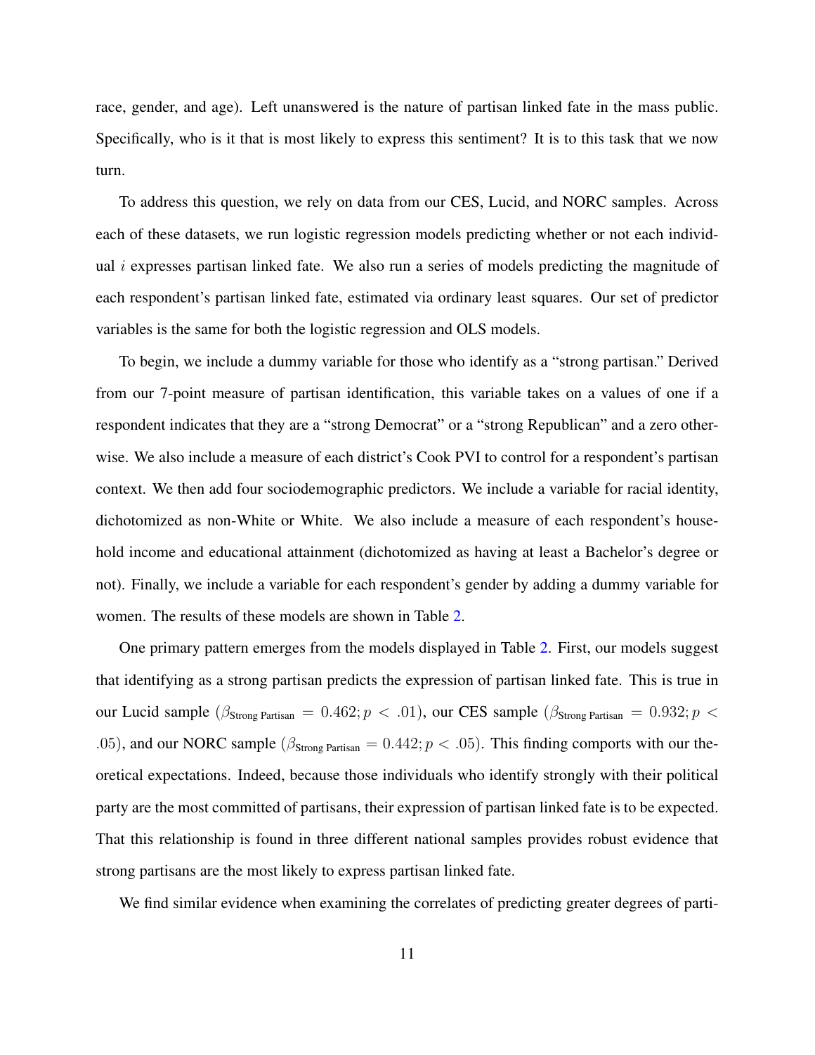race, gender, and age). Left unanswered is the nature of partisan linked fate in the mass public. Specifically, who is it that is most likely to express this sentiment? It is to this task that we now turn.

To address this question, we rely on data from our CES, Lucid, and NORC samples. Across each of these datasets, we run logistic regression models predicting whether or not each individual $i$ expresses partisan linked fate. We also run a series of models predicting the magnitude of each respondent's partisan linked fate, estimated via ordinary least squares. Our set of predictor variables is the same for both the logistic regression and OLS models.

To begin, we include a dummy variable for those who identify as a "strong partisan." Derived from our 7-point measure of partisan identification, this variable takes on a values of one if a respondent indicates that they are a "strong Democrat" or a "strong Republican" and a zero otherwise. We also include a measure of each district's Cook PVI to control for a respondent's partisan context. We then add four sociodemographic predictors. We include a variable for racial identity, dichotomized as non-White or White. We also include a measure of each respondent's household income and educational attainment (dichotomized as having at least a Bachelor's degree or not). Finally, we include a variable for each respondent's gender by adding a dummy variable for women. The results of these models are shown in Table 2.

One primary pattern emerges from the models displayed in Table 2. First, our models suggest that identifying as a strong partisan predicts the expression of partisan linked fate. This is true in our Lucid sample ($\beta_{\text{Strong Partisan}} = 0.462; p < .01$), our CES sample ($\beta_{\text{Strong Partisan}} = 0.932; p < .05$), and our NORC sample ($\beta_{\text{Strong Partisan}} = 0.442; p < .05$). This finding comports with our theoretical expectations. Indeed, because those individuals who identify strongly with their political party are the most committed of partisans, their expression of partisan linked fate is to be expected. That this relationship is found in three different national samples provides robust evidence that strong partisans are the most likely to express partisan linked fate.

We find similar evidence when examining the correlates of predicting greater degrees of parti-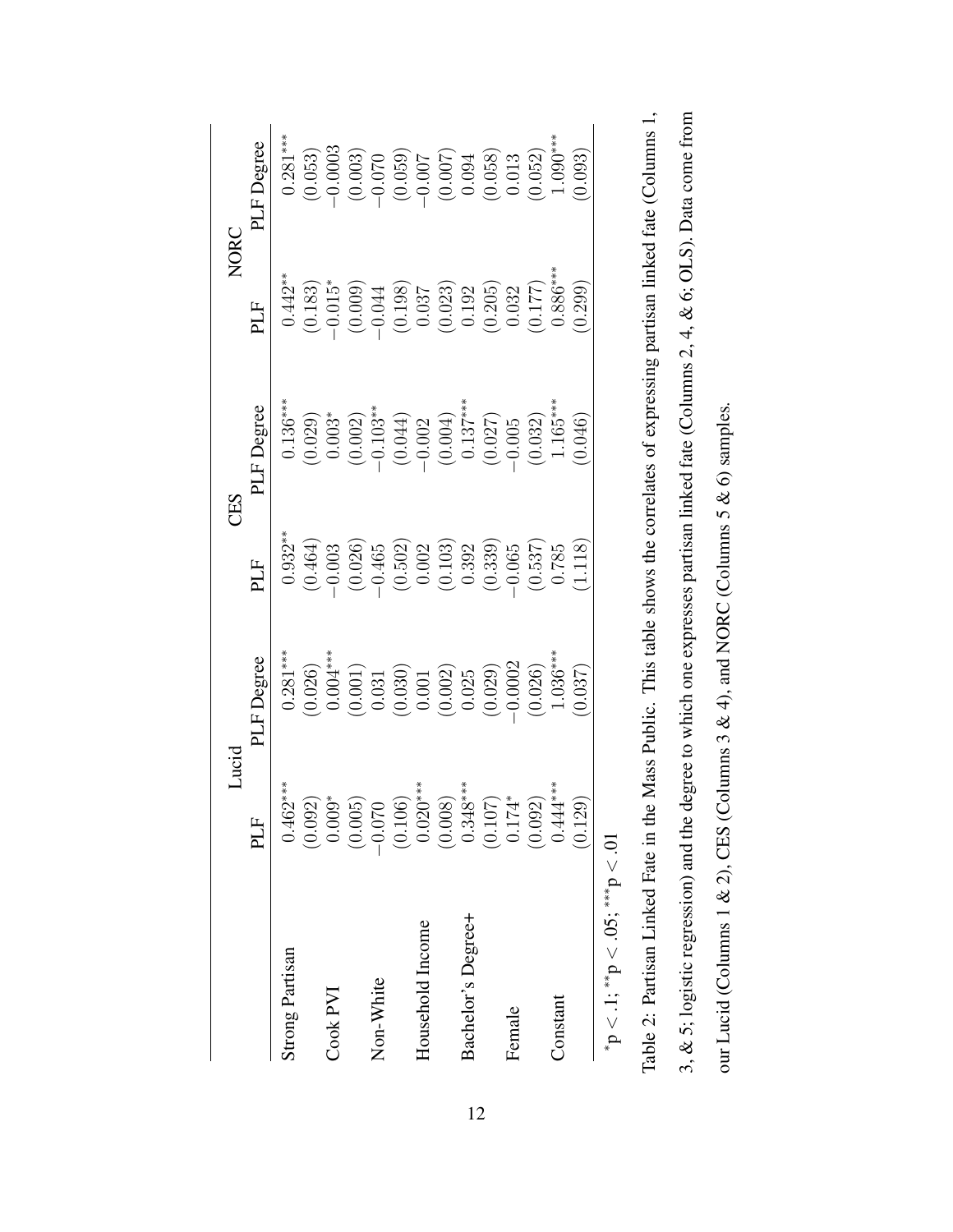| | Lucid | | CES | | NORC | |
|---|---|---|---|---|---|---|
| | PLF | PLF Degree | PLF | PLF Degree | PLF | PLF Degree |
| Strong Partisan | 0.462*** | 0.281*** | 0.932** | 0.136*** | 0.442** | 0.281*** |
| | (0.092) | (0.026) | (0.464) | (0.029) | (0.183) | (0.053) |
| Cook PVI | 0.009* | 0.004*** | −0.003 | 0.003* | −0.015* | −0.0003 |
| | (0.005) | (0.001) | (0.026) | (0.002) | (0.009) | (0.003) |
| Non-White | −0.070 | 0.031 | −0.465 | −0.103** | −0.044 | −0.070 |
| | (0.106) | (0.030) | (0.502) | (0.044) | (0.198) | (0.059) |
| Household Income | 0.020*** | 0.001 | 0.002 | −0.002 | 0.037 | −0.007 |
| | (0.008) | (0.002) | (0.103) | (0.004) | (0.023) | (0.007) |
| Bachelor's Degree+ | 0.348*** | 0.025 | 0.392 | 0.137*** | 0.192 | 0.094 |
| | (0.107) | (0.029) | (0.339) | (0.027) | (0.205) | (0.058) |
| Female | 0.174* | −0.0002 | −0.065 | −0.005 | 0.032 | 0.013 |
| | (0.092) | (0.026) | (0.537) | (0.032) | (0.177) | (0.052) |
| Constant | 0.444*** | 1.036*** | 0.785 | 1.165*** | 0.886*** | 1.090*** |
| | (0.129) | (0.037) | (1.118) | (0.046) | (0.299) | (0.093) |

*p < .1; **p < .05; ***p < .01

Table 2: Partisan Linked Fate in the Mass Public. This table shows the correlates of expressing partisan linked fate (Columns 1, 3, & 5; logistic regression) and the degree to which one expresses partisan linked fate (Columns 2, 4, & 6; OLS). Data come from our Lucid (Columns 1 & 2), CES (Columns 3 & 4), and NORC (Columns 5 & 6) samples.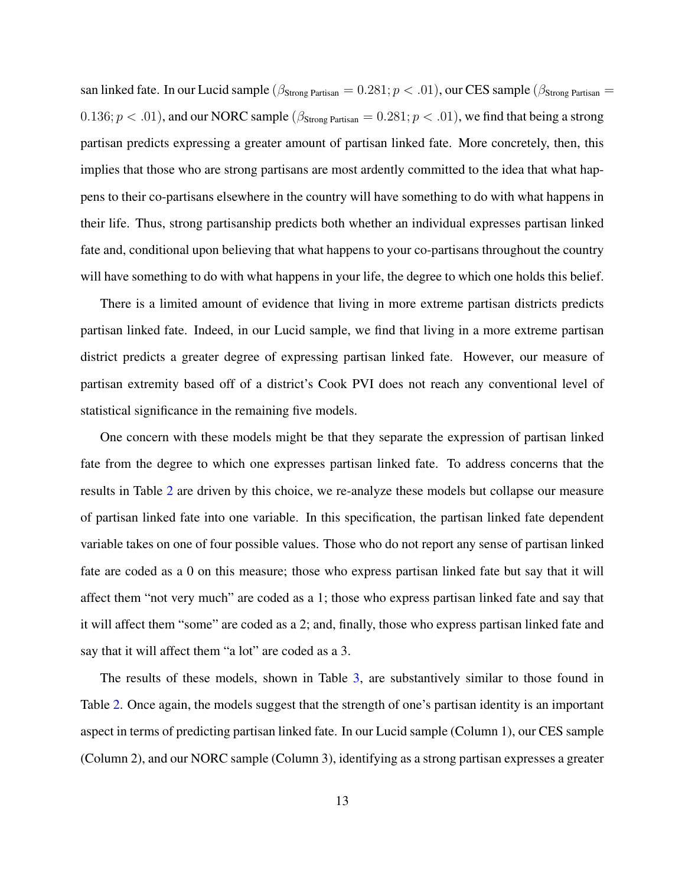san linked fate. In our Lucid sample ($\beta_{\text{Strong Partisan}} = 0.281; p < .01$), our CES sample ($\beta_{\text{Strong Partisan}} = 0.136; p < .01$), and our NORC sample ($\beta_{\text{Strong Partisan}} = 0.281; p < .01$), we find that being a strong partisan predicts expressing a greater amount of partisan linked fate. More concretely, then, this implies that those who are strong partisans are most ardently committed to the idea that what happens to their co-partisans elsewhere in the country will have something to do with what happens in their life. Thus, strong partisanship predicts both whether an individual expresses partisan linked fate and, conditional upon believing that what happens to your co-partisans throughout the country will have something to do with what happens in your life, the degree to which one holds this belief.

There is a limited amount of evidence that living in more extreme partisan districts predicts partisan linked fate. Indeed, in our Lucid sample, we find that living in a more extreme partisan district predicts a greater degree of expressing partisan linked fate. However, our measure of partisan extremity based off of a district's Cook PVI does not reach any conventional level of statistical significance in the remaining five models.

One concern with these models might be that they separate the expression of partisan linked fate from the degree to which one expresses partisan linked fate. To address concerns that the results in Table 2 are driven by this choice, we re-analyze these models but collapse our measure of partisan linked fate into one variable. In this specification, the partisan linked fate dependent variable takes on one of four possible values. Those who do not report any sense of partisan linked fate are coded as a 0 on this measure; those who express partisan linked fate but say that it will affect them "not very much" are coded as a 1; those who express partisan linked fate and say that it will affect them "some" are coded as a 2; and, finally, those who express partisan linked fate and say that it will affect them "a lot" are coded as a 3.

The results of these models, shown in Table 3, are substantively similar to those found in Table 2. Once again, the models suggest that the strength of one's partisan identity is an important aspect in terms of predicting partisan linked fate. In our Lucid sample (Column 1), our CES sample (Column 2), and our NORC sample (Column 3), identifying as a strong partisan expresses a greater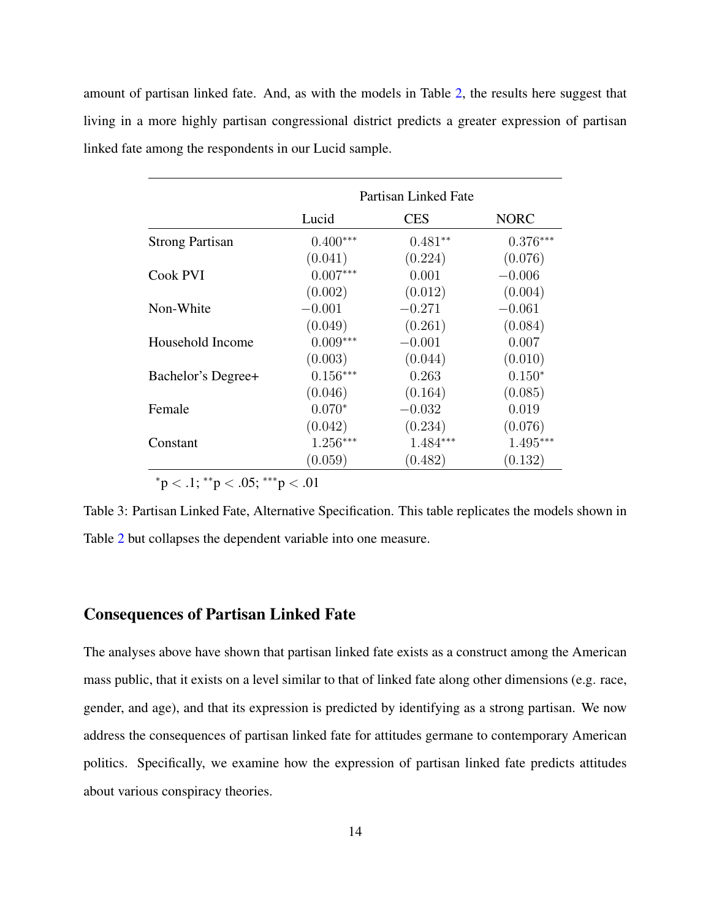amount of partisan linked fate. And, as with the models in Table 2, the results here suggest that living in a more highly partisan congressional district predicts a greater expression of partisan linked fate among the respondents in our Lucid sample.

| | Partisan Linked Fate | | |
|---|---|---|---|
| | Lucid | CES | NORC |
| Strong Partisan | $0.400^{***}$ | $0.481^{**}$ | $0.376^{***}$ |
| | $(0.041)$ | $(0.224)$ | $(0.076)$ |
| Cook PVI | $0.007^{***}$ | $0.001$ | $-0.006$ |
| | $(0.002)$ | $(0.012)$ | $(0.004)$ |
| Non-White | $-0.001$ | $-0.271$ | $-0.061$ |
| | $(0.049)$ | $(0.261)$ | $(0.084)$ |
| Household Income | $0.009^{***}$ | $-0.001$ | $0.007$ |
| | $(0.003)$ | $(0.044)$ | $(0.010)$ |
| Bachelor's Degree+ | $0.156^{***}$ | $0.263$ | $0.150^{*}$ |
| | $(0.046)$ | $(0.164)$ | $(0.085)$ |
| Female | $0.070^{*}$ | $-0.032$ | $0.019$ |
| | $(0.042)$ | $(0.234)$ | $(0.076)$ |
| Constant | $1.256^{***}$ | $1.484^{***}$ | $1.495^{***}$ |
| | $(0.059)$ | $(0.482)$ | $(0.132)$ |

$^{*}p < .1$; $^{**}p < .05$; $^{***}p < .01$

Table 3: Partisan Linked Fate, Alternative Specification. This table replicates the models shown in Table 2 but collapses the dependent variable into one measure.

## Consequences of Partisan Linked Fate

The analyses above have shown that partisan linked fate exists as a construct among the American mass public, that it exists on a level similar to that of linked fate along other dimensions (e.g. race, gender, and age), and that its expression is predicted by identifying as a strong partisan. We now address the consequences of partisan linked fate for attitudes germane to contemporary American politics. Specifically, we examine how the expression of partisan linked fate predicts attitudes about various conspiracy theories.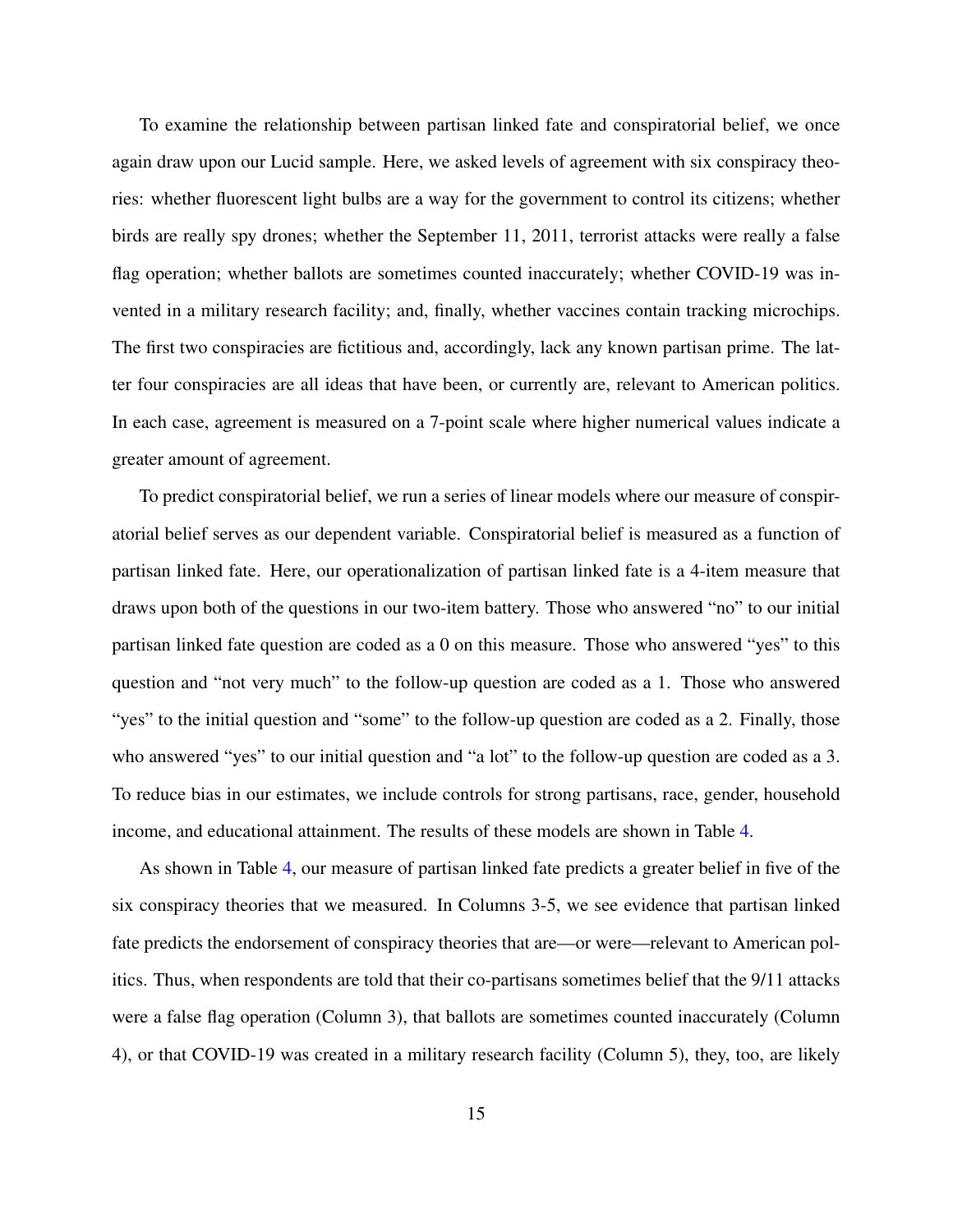To examine the relationship between partisan linked fate and conspiratorial belief, we once again draw upon our Lucid sample. Here, we asked levels of agreement with six conspiracy theories: whether fluorescent light bulbs are a way for the government to control its citizens; whether birds are really spy drones; whether the September 11, 2011, terrorist attacks were really a false flag operation; whether ballots are sometimes counted inaccurately; whether COVID-19 was invented in a military research facility; and, finally, whether vaccines contain tracking microchips. The first two conspiracies are fictitious and, accordingly, lack any known partisan prime. The latter four conspiracies are all ideas that have been, or currently are, relevant to American politics. In each case, agreement is measured on a 7-point scale where higher numerical values indicate a greater amount of agreement.

To predict conspiratorial belief, we run a series of linear models where our measure of conspiratorial belief serves as our dependent variable. Conspiratorial belief is measured as a function of partisan linked fate. Here, our operationalization of partisan linked fate is a 4-item measure that draws upon both of the questions in our two-item battery. Those who answered "no" to our initial partisan linked fate question are coded as a 0 on this measure. Those who answered "yes" to this question and "not very much" to the follow-up question are coded as a 1. Those who answered "yes" to the initial question and "some" to the follow-up question are coded as a 2. Finally, those who answered "yes" to our initial question and "a lot" to the follow-up question are coded as a 3. To reduce bias in our estimates, we include controls for strong partisans, race, gender, household income, and educational attainment. The results of these models are shown in Table 4.

As shown in Table 4, our measure of partisan linked fate predicts a greater belief in five of the six conspiracy theories that we measured. In Columns 3-5, we see evidence that partisan linked fate predicts the endorsement of conspiracy theories that are—or were—relevant to American politics. Thus, when respondents are told that their co-partisans sometimes belief that the 9/11 attacks were a false flag operation (Column 3), that ballots are sometimes counted inaccurately (Column 4), or that COVID-19 was created in a military research facility (Column 5), they, too, are likely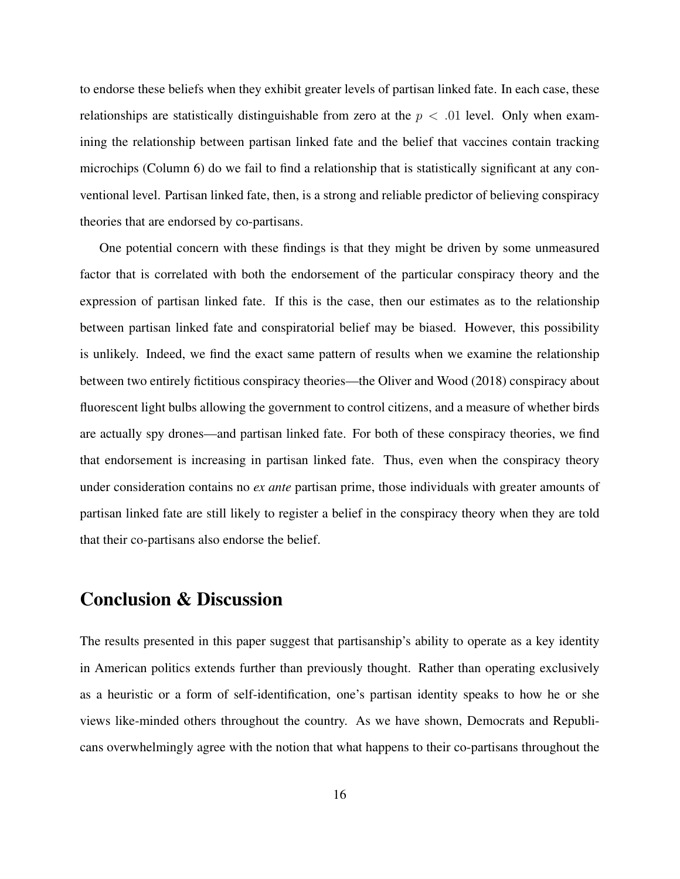to endorse these beliefs when they exhibit greater levels of partisan linked fate. In each case, these relationships are statistically distinguishable from zero at the $p < .01$ level. Only when examining the relationship between partisan linked fate and the belief that vaccines contain tracking microchips (Column 6) do we fail to find a relationship that is statistically significant at any conventional level. Partisan linked fate, then, is a strong and reliable predictor of believing conspiracy theories that are endorsed by co-partisans.

One potential concern with these findings is that they might be driven by some unmeasured factor that is correlated with both the endorsement of the particular conspiracy theory and the expression of partisan linked fate. If this is the case, then our estimates as to the relationship between partisan linked fate and conspiratorial belief may be biased. However, this possibility is unlikely. Indeed, we find the exact same pattern of results when we examine the relationship between two entirely fictitious conspiracy theories—the Oliver and Wood (2018) conspiracy about fluorescent light bulbs allowing the government to control citizens, and a measure of whether birds are actually spy drones—and partisan linked fate. For both of these conspiracy theories, we find that endorsement is increasing in partisan linked fate. Thus, even when the conspiracy theory under consideration contains no *ex ante* partisan prime, those individuals with greater amounts of partisan linked fate are still likely to register a belief in the conspiracy theory when they are told that their co-partisans also endorse the belief.

## Conclusion & Discussion

The results presented in this paper suggest that partisanship's ability to operate as a key identity in American politics extends further than previously thought. Rather than operating exclusively as a heuristic or a form of self-identification, one's partisan identity speaks to how he or she views like-minded others throughout the country. As we have shown, Democrats and Republicans overwhelmingly agree with the notion that what happens to their co-partisans throughout the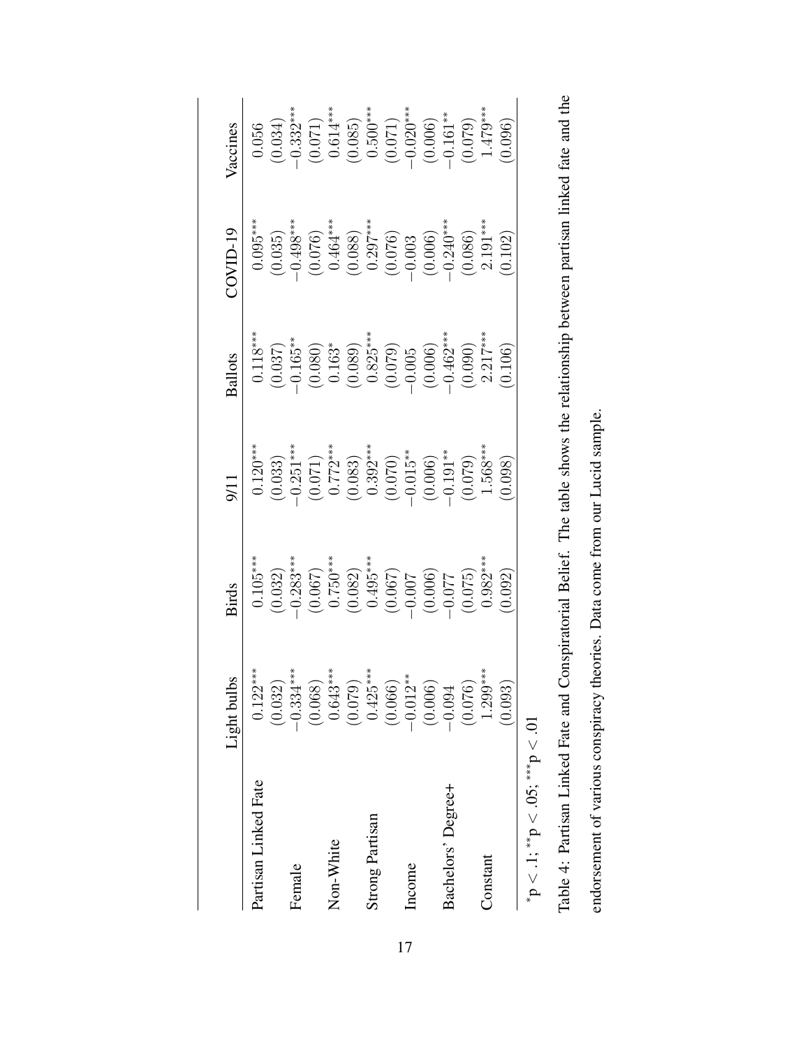| | Light bulbs | Birds | 9/11 | Ballots | COVID-19 | Vaccines |
|---|---|---|---|---|---|---|
| Partisan Linked Fate | 0.122*** | 0.105*** | 0.120*** | 0.118*** | 0.095*** | 0.056 |
| | (0.032) | (0.032) | (0.033) | (0.037) | (0.035) | (0.034) |
| Female | −0.334*** | −0.283*** | −0.251*** | −0.165** | −0.498*** | −0.332*** |
| | (0.068) | (0.067) | (0.071) | (0.080) | (0.076) | (0.071) |
| Non-White | 0.643*** | 0.750*** | 0.772*** | 0.163* | 0.464*** | 0.614*** |
| | (0.079) | (0.082) | (0.083) | (0.089) | (0.088) | (0.085) |
| Strong Partisan | 0.425*** | 0.495*** | 0.392*** | 0.825*** | 0.297*** | 0.500*** |
| | (0.066) | (0.067) | (0.070) | (0.079) | (0.076) | (0.071) |
| Income | −0.012** | −0.007 | −0.015** | −0.005 | −0.003 | −0.020*** |
| | (0.006) | (0.006) | (0.006) | (0.006) | (0.006) | (0.006) |
| Bachelors' Degree+ | −0.094 | −0.077 | −0.191** | −0.462*** | −0.240*** | −0.161** |
| | (0.076) | (0.075) | (0.079) | (0.090) | (0.086) | (0.079) |
| Constant | 1.299*** | 0.982*** | 1.568*** | 2.217*** | 2.191*** | 1.479*** |
| | (0.093) | (0.092) | (0.098) | (0.106) | (0.102) | (0.096) |

*p < .1; **p < .05; ***p < .01

Table 4: Partisan Linked Fate and Conspiratorial Belief. The table shows the relationship between partisan linked fate and the endorsement of various conspiracy theories. Data come from our Lucid sample.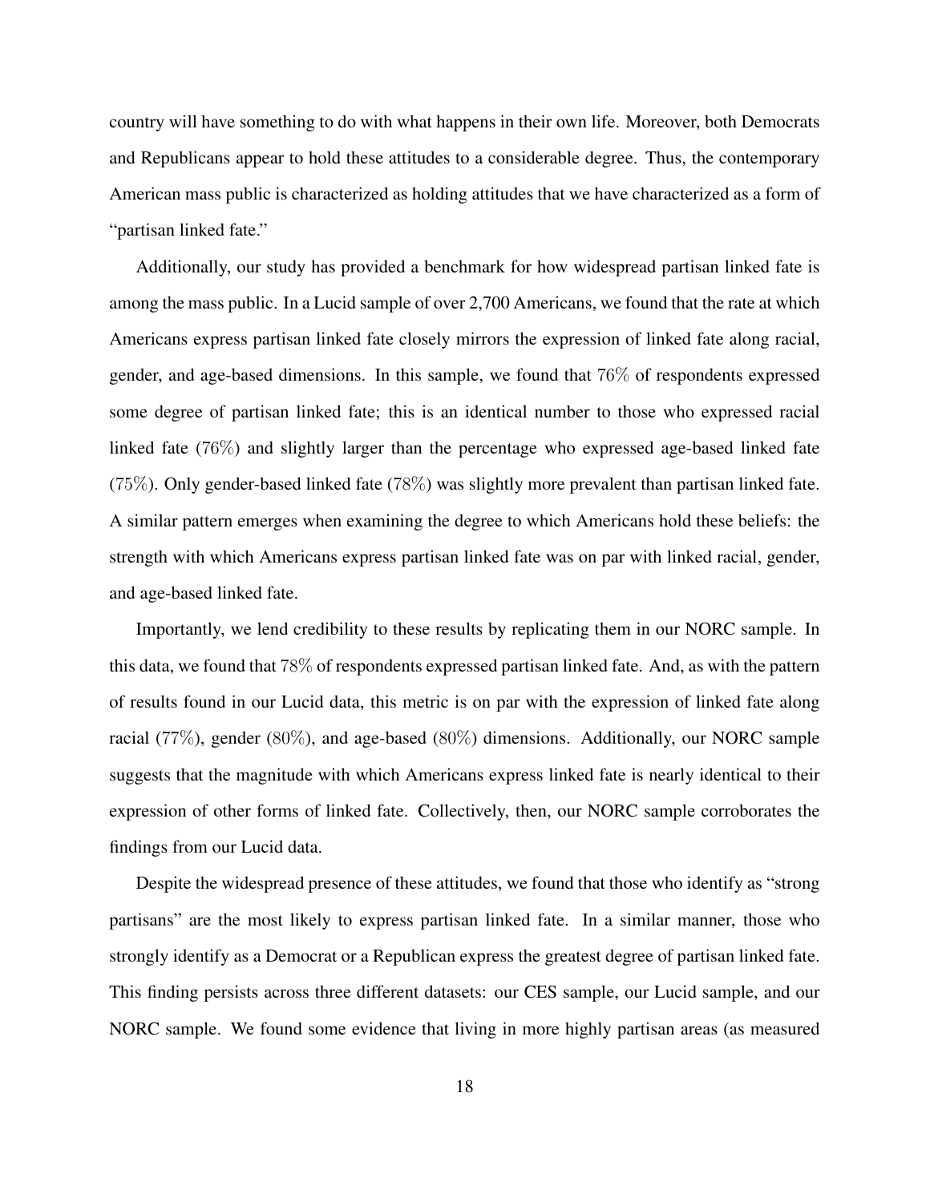country will have something to do with what happens in their own life. Moreover, both Democrats and Republicans appear to hold these attitudes to a considerable degree. Thus, the contemporary American mass public is characterized as holding attitudes that we have characterized as a form of "partisan linked fate."

Additionally, our study has provided a benchmark for how widespread partisan linked fate is among the mass public. In a Lucid sample of over 2,700 Americans, we found that the rate at which Americans express partisan linked fate closely mirrors the expression of linked fate along racial, gender, and age-based dimensions. In this sample, we found that 76% of respondents expressed some degree of partisan linked fate; this is an identical number to those who expressed racial linked fate (76%) and slightly larger than the percentage who expressed age-based linked fate (75%). Only gender-based linked fate (78%) was slightly more prevalent than partisan linked fate. A similar pattern emerges when examining the degree to which Americans hold these beliefs: the strength with which Americans express partisan linked fate was on par with linked racial, gender, and age-based linked fate.

Importantly, we lend credibility to these results by replicating them in our NORC sample. In this data, we found that 78% of respondents expressed partisan linked fate. And, as with the pattern of results found in our Lucid data, this metric is on par with the expression of linked fate along racial (77%), gender (80%), and age-based (80%) dimensions. Additionally, our NORC sample suggests that the magnitude with which Americans express linked fate is nearly identical to their expression of other forms of linked fate. Collectively, then, our NORC sample corroborates the findings from our Lucid data.

Despite the widespread presence of these attitudes, we found that those who identify as "strong partisans" are the most likely to express partisan linked fate. In a similar manner, those who strongly identify as a Democrat or a Republican express the greatest degree of partisan linked fate. This finding persists across three different datasets: our CES sample, our Lucid sample, and our NORC sample. We found some evidence that living in more highly partisan areas (as measured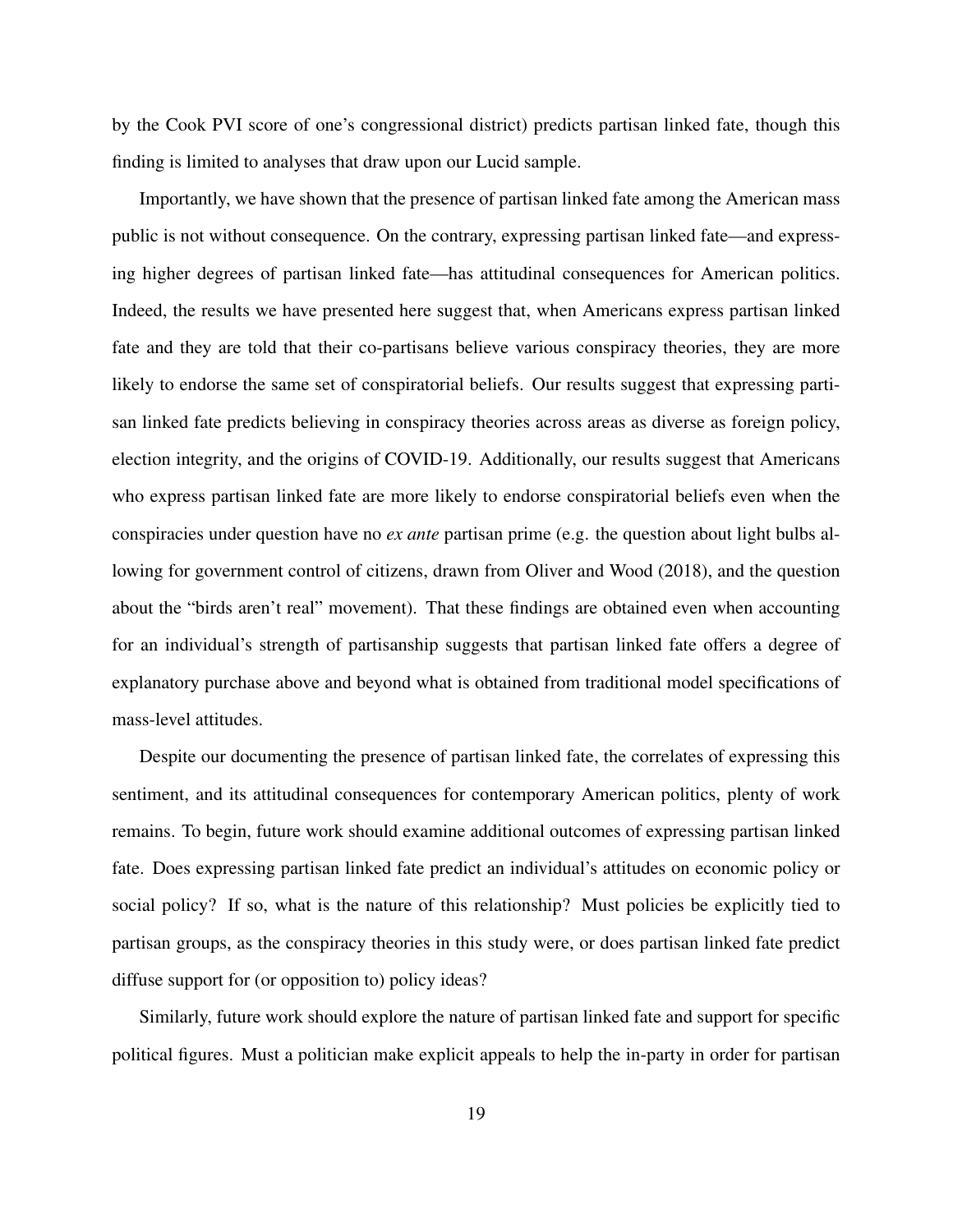by the Cook PVI score of one's congressional district) predicts partisan linked fate, though this finding is limited to analyses that draw upon our Lucid sample.

Importantly, we have shown that the presence of partisan linked fate among the American mass public is not without consequence. On the contrary, expressing partisan linked fate—and expressing higher degrees of partisan linked fate—has attitudinal consequences for American politics. Indeed, the results we have presented here suggest that, when Americans express partisan linked fate and they are told that their co-partisans believe various conspiracy theories, they are more likely to endorse the same set of conspiratorial beliefs. Our results suggest that expressing partisan linked fate predicts believing in conspiracy theories across areas as diverse as foreign policy, election integrity, and the origins of COVID-19. Additionally, our results suggest that Americans who express partisan linked fate are more likely to endorse conspiratorial beliefs even when the conspiracies under question have no *ex ante* partisan prime (e.g. the question about light bulbs allowing for government control of citizens, drawn from Oliver and Wood (2018), and the question about the "birds aren't real" movement). That these findings are obtained even when accounting for an individual's strength of partisanship suggests that partisan linked fate offers a degree of explanatory purchase above and beyond what is obtained from traditional model specifications of mass-level attitudes.

Despite our documenting the presence of partisan linked fate, the correlates of expressing this sentiment, and its attitudinal consequences for contemporary American politics, plenty of work remains. To begin, future work should examine additional outcomes of expressing partisan linked fate. Does expressing partisan linked fate predict an individual's attitudes on economic policy or social policy? If so, what is the nature of this relationship? Must policies be explicitly tied to partisan groups, as the conspiracy theories in this study were, or does partisan linked fate predict diffuse support for (or opposition to) policy ideas?

Similarly, future work should explore the nature of partisan linked fate and support for specific political figures. Must a politician make explicit appeals to help the in-party in order for partisan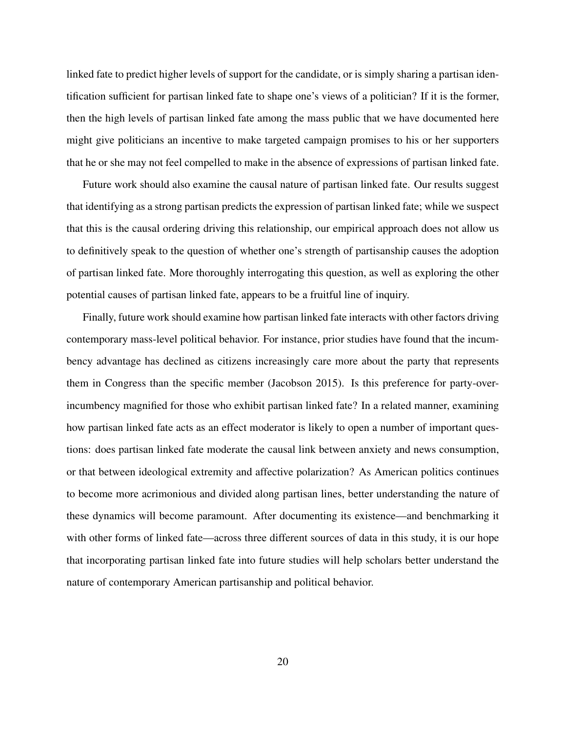linked fate to predict higher levels of support for the candidate, or is simply sharing a partisan identification sufficient for partisan linked fate to shape one's views of a politician? If it is the former, then the high levels of partisan linked fate among the mass public that we have documented here might give politicians an incentive to make targeted campaign promises to his or her supporters that he or she may not feel compelled to make in the absence of expressions of partisan linked fate.

Future work should also examine the causal nature of partisan linked fate. Our results suggest that identifying as a strong partisan predicts the expression of partisan linked fate; while we suspect that this is the causal ordering driving this relationship, our empirical approach does not allow us to definitively speak to the question of whether one's strength of partisanship causes the adoption of partisan linked fate. More thoroughly interrogating this question, as well as exploring the other potential causes of partisan linked fate, appears to be a fruitful line of inquiry.

Finally, future work should examine how partisan linked fate interacts with other factors driving contemporary mass-level political behavior. For instance, prior studies have found that the incumbency advantage has declined as citizens increasingly care more about the party that represents them in Congress than the specific member (Jacobson 2015). Is this preference for party-over-incumbency magnified for those who exhibit partisan linked fate? In a related manner, examining how partisan linked fate acts as an effect moderator is likely to open a number of important questions: does partisan linked fate moderate the causal link between anxiety and news consumption, or that between ideological extremity and affective polarization? As American politics continues to become more acrimonious and divided along partisan lines, better understanding the nature of these dynamics will become paramount. After documenting its existence—and benchmarking it with other forms of linked fate—across three different sources of data in this study, it is our hope that incorporating partisan linked fate into future studies will help scholars better understand the nature of contemporary American partisanship and political behavior.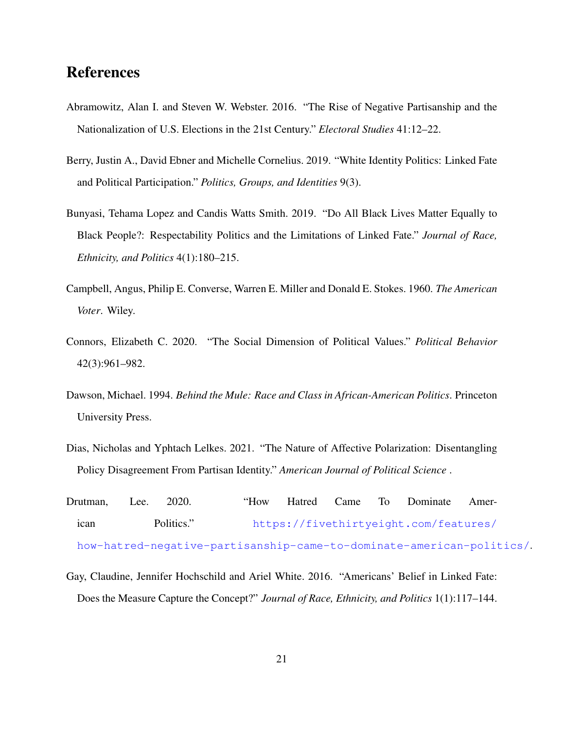# References

Abramowitz, Alan I. and Steven W. Webster. 2016. "The Rise of Negative Partisanship and the Nationalization of U.S. Elections in the 21st Century." *Electoral Studies* 41:12–22.

Berry, Justin A., David Ebner and Michelle Cornelius. 2019. "White Identity Politics: Linked Fate and Political Participation." *Politics, Groups, and Identities* 9(3).

Bunyasi, Tehama Lopez and Candis Watts Smith. 2019. "Do All Black Lives Matter Equally to Black People?: Respectability Politics and the Limitations of Linked Fate." *Journal of Race, Ethnicity, and Politics* 4(1):180–215.

Campbell, Angus, Philip E. Converse, Warren E. Miller and Donald E. Stokes. 1960. *The American Voter*. Wiley.

Connors, Elizabeth C. 2020. "The Social Dimension of Political Values." *Political Behavior* 42(3):961–982.

Dawson, Michael. 1994. *Behind the Mule: Race and Class in African-American Politics*. Princeton University Press.

Dias, Nicholas and Yphtach Lelkes. 2021. "The Nature of Affective Polarization: Disentangling Policy Disagreement From Partisan Identity." *American Journal of Political Science* .

Drutman, Lee. 2020. "How Hatred Came To Dominate American Politics." https://fivethirtyeight.com/features/how-hatred-negative-partisanship-came-to-dominate-american-politics/.

Gay, Claudine, Jennifer Hochschild and Ariel White. 2016. "Americans' Belief in Linked Fate: Does the Measure Capture the Concept?" *Journal of Race, Ethnicity, and Politics* 1(1):117–144.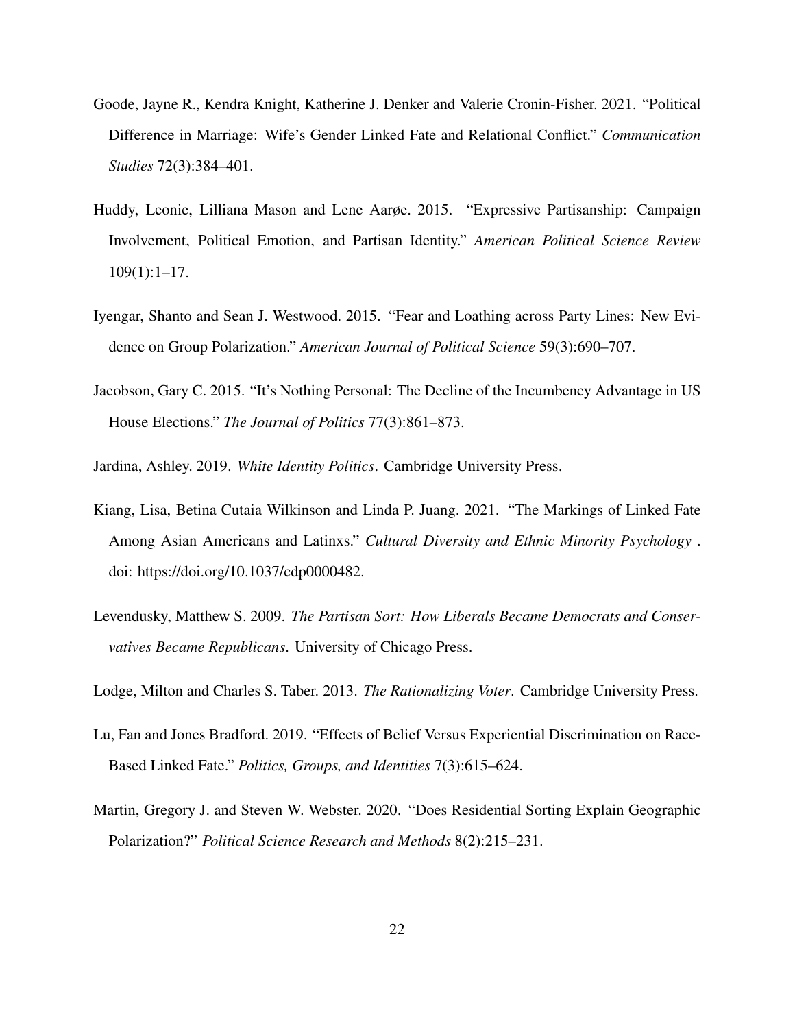Goode, Jayne R., Kendra Knight, Katherine J. Denker and Valerie Cronin-Fisher. 2021. "Political Difference in Marriage: Wife's Gender Linked Fate and Relational Conflict." *Communication Studies* 72(3):384–401.

Huddy, Leonie, Lilliana Mason and Lene Aarøe. 2015. "Expressive Partisanship: Campaign Involvement, Political Emotion, and Partisan Identity." *American Political Science Review* 109(1):1–17.

Iyengar, Shanto and Sean J. Westwood. 2015. "Fear and Loathing across Party Lines: New Evidence on Group Polarization." *American Journal of Political Science* 59(3):690–707.

Jacobson, Gary C. 2015. "It's Nothing Personal: The Decline of the Incumbency Advantage in US House Elections." *The Journal of Politics* 77(3):861–873.

Jardina, Ashley. 2019. *White Identity Politics*. Cambridge University Press.

Kiang, Lisa, Betina Cutaia Wilkinson and Linda P. Juang. 2021. "The Markings of Linked Fate Among Asian Americans and Latinxs." *Cultural Diversity and Ethnic Minority Psychology* . doi: https://doi.org/10.1037/cdp0000482.

Levendusky, Matthew S. 2009. *The Partisan Sort: How Liberals Became Democrats and Conservatives Became Republicans*. University of Chicago Press.

Lodge, Milton and Charles S. Taber. 2013. *The Rationalizing Voter*. Cambridge University Press.

Lu, Fan and Jones Bradford. 2019. "Effects of Belief Versus Experiential Discrimination on Race-Based Linked Fate." *Politics, Groups, and Identities* 7(3):615–624.

Martin, Gregory J. and Steven W. Webster. 2020. "Does Residential Sorting Explain Geographic Polarization?" *Political Science Research and Methods* 8(2):215–231.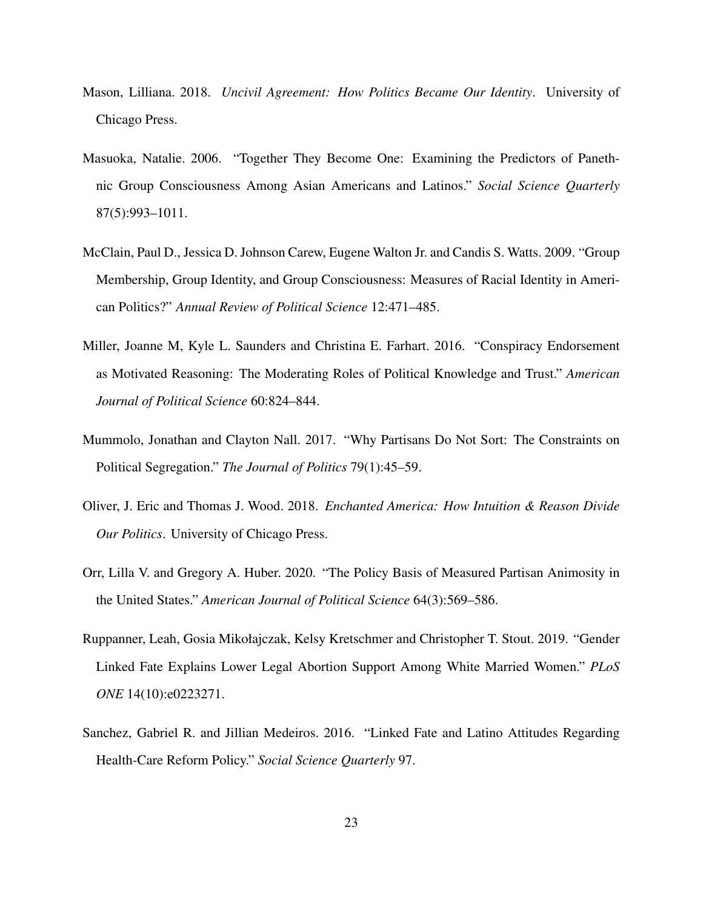Mason, Lilliana. 2018. *Uncivil Agreement: How Politics Became Our Identity*. University of Chicago Press.

Masuoka, Natalie. 2006. "Together They Become One: Examining the Predictors of Panethnic Group Consciousness Among Asian Americans and Latinos." *Social Science Quarterly* 87(5):993–1011.

McClain, Paul D., Jessica D. Johnson Carew, Eugene Walton Jr. and Candis S. Watts. 2009. "Group Membership, Group Identity, and Group Consciousness: Measures of Racial Identity in American Politics?" *Annual Review of Political Science* 12:471–485.

Miller, Joanne M, Kyle L. Saunders and Christina E. Farhart. 2016. "Conspiracy Endorsement as Motivated Reasoning: The Moderating Roles of Political Knowledge and Trust." *American Journal of Political Science* 60:824–844.

Mummolo, Jonathan and Clayton Nall. 2017. "Why Partisans Do Not Sort: The Constraints on Political Segregation." *The Journal of Politics* 79(1):45–59.

Oliver, J. Eric and Thomas J. Wood. 2018. *Enchanted America: How Intuition & Reason Divide Our Politics*. University of Chicago Press.

Orr, Lilla V. and Gregory A. Huber. 2020. "The Policy Basis of Measured Partisan Animosity in the United States." *American Journal of Political Science* 64(3):569–586.

Ruppanner, Leah, Gosia Mikołajczak, Kelsy Kretschmer and Christopher T. Stout. 2019. "Gender Linked Fate Explains Lower Legal Abortion Support Among White Married Women." *PLoS ONE* 14(10):e0223271.

Sanchez, Gabriel R. and Jillian Medeiros. 2016. "Linked Fate and Latino Attitudes Regarding Health-Care Reform Policy." *Social Science Quarterly* 97.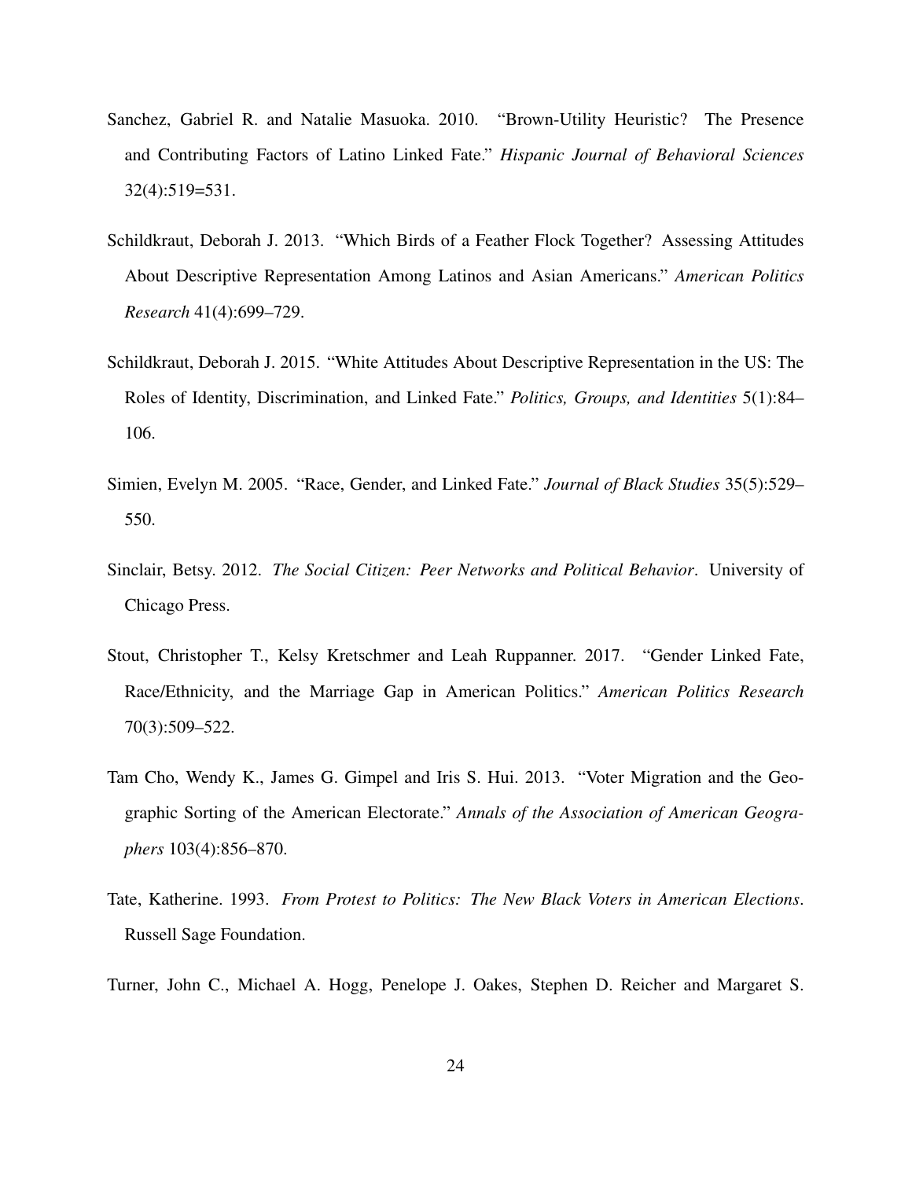Sanchez, Gabriel R. and Natalie Masuoka. 2010. "Brown-Utility Heuristic? The Presence and Contributing Factors of Latino Linked Fate." *Hispanic Journal of Behavioral Sciences* 32(4):519=531.

Schildkraut, Deborah J. 2013. "Which Birds of a Feather Flock Together? Assessing Attitudes About Descriptive Representation Among Latinos and Asian Americans." *American Politics Research* 41(4):699–729.

Schildkraut, Deborah J. 2015. "White Attitudes About Descriptive Representation in the US: The Roles of Identity, Discrimination, and Linked Fate." *Politics, Groups, and Identities* 5(1):84–106.

Simien, Evelyn M. 2005. "Race, Gender, and Linked Fate." *Journal of Black Studies* 35(5):529–550.

Sinclair, Betsy. 2012. *The Social Citizen: Peer Networks and Political Behavior*. University of Chicago Press.

Stout, Christopher T., Kelsy Kretschmer and Leah Ruppanner. 2017. "Gender Linked Fate, Race/Ethnicity, and the Marriage Gap in American Politics." *American Politics Research* 70(3):509–522.

Tam Cho, Wendy K., James G. Gimpel and Iris S. Hui. 2013. "Voter Migration and the Geographic Sorting of the American Electorate." *Annals of the Association of American Geographers* 103(4):856–870.

Tate, Katherine. 1993. *From Protest to Politics: The New Black Voters in American Elections*. Russell Sage Foundation.

Turner, John C., Michael A. Hogg, Penelope J. Oakes, Stephen D. Reicher and Margaret S.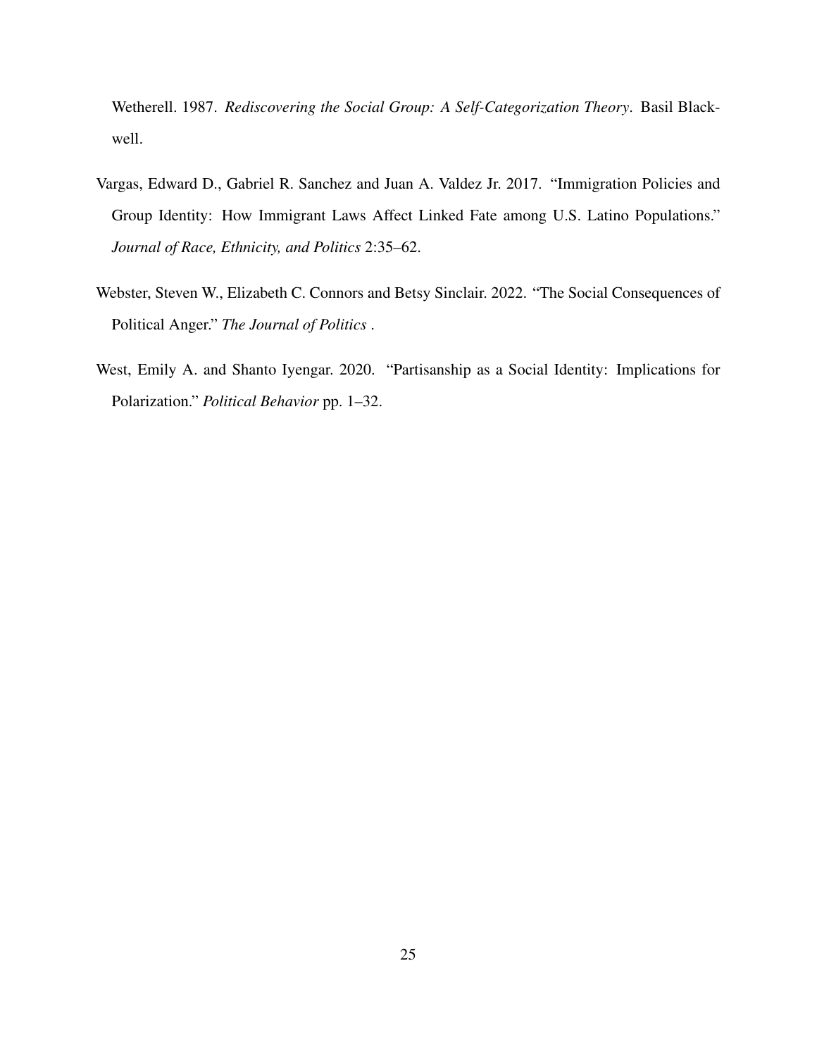Wetherell. 1987. *Rediscovering the Social Group: A Self-Categorization Theory*. Basil Blackwell.

Vargas, Edward D., Gabriel R. Sanchez and Juan A. Valdez Jr. 2017. "Immigration Policies and Group Identity: How Immigrant Laws Affect Linked Fate among U.S. Latino Populations." *Journal of Race, Ethnicity, and Politics* 2:35–62.

Webster, Steven W., Elizabeth C. Connors and Betsy Sinclair. 2022. "The Social Consequences of Political Anger." *The Journal of Politics* .

West, Emily A. and Shanto Iyengar. 2020. "Partisanship as a Social Identity: Implications for Polarization." *Political Behavior* pp. 1–32.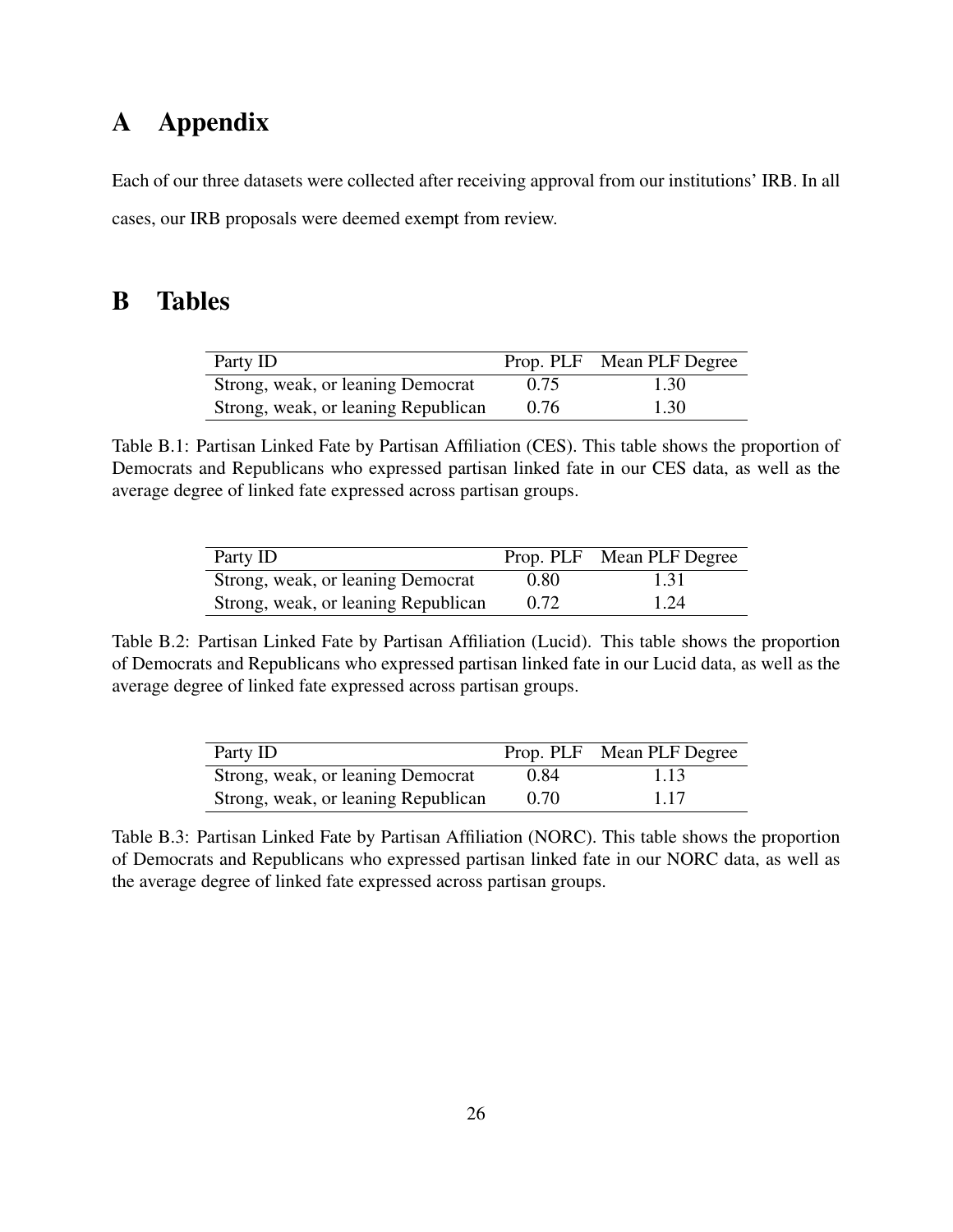# A Appendix

Each of our three datasets were collected after receiving approval from our institutions' IRB. In all cases, our IRB proposals were deemed exempt from review.

# B Tables

| Party ID | Prop. PLF | Mean PLF Degree |
|---|---|---|
| Strong, weak, or leaning Democrat | 0.75 | 1.30 |
| Strong, weak, or leaning Republican | 0.76 | 1.30 |

Table B.1: Partisan Linked Fate by Partisan Affiliation (CES). This table shows the proportion of Democrats and Republicans who expressed partisan linked fate in our CES data, as well as the average degree of linked fate expressed across partisan groups.

| Party ID | Prop. PLF | Mean PLF Degree |
|---|---|---|
| Strong, weak, or leaning Democrat | 0.80 | 1.31 |
| Strong, weak, or leaning Republican | 0.72 | 1.24 |

Table B.2: Partisan Linked Fate by Partisan Affiliation (Lucid). This table shows the proportion of Democrats and Republicans who expressed partisan linked fate in our Lucid data, as well as the average degree of linked fate expressed across partisan groups.

| Party ID | Prop. PLF | Mean PLF Degree |
|---|---|---|
| Strong, weak, or leaning Democrat | 0.84 | 1.13 |
| Strong, weak, or leaning Republican | 0.70 | 1.17 |

Table B.3: Partisan Linked Fate by Partisan Affiliation (NORC). This table shows the proportion of Democrats and Republicans who expressed partisan linked fate in our NORC data, as well as the average degree of linked fate expressed across partisan groups.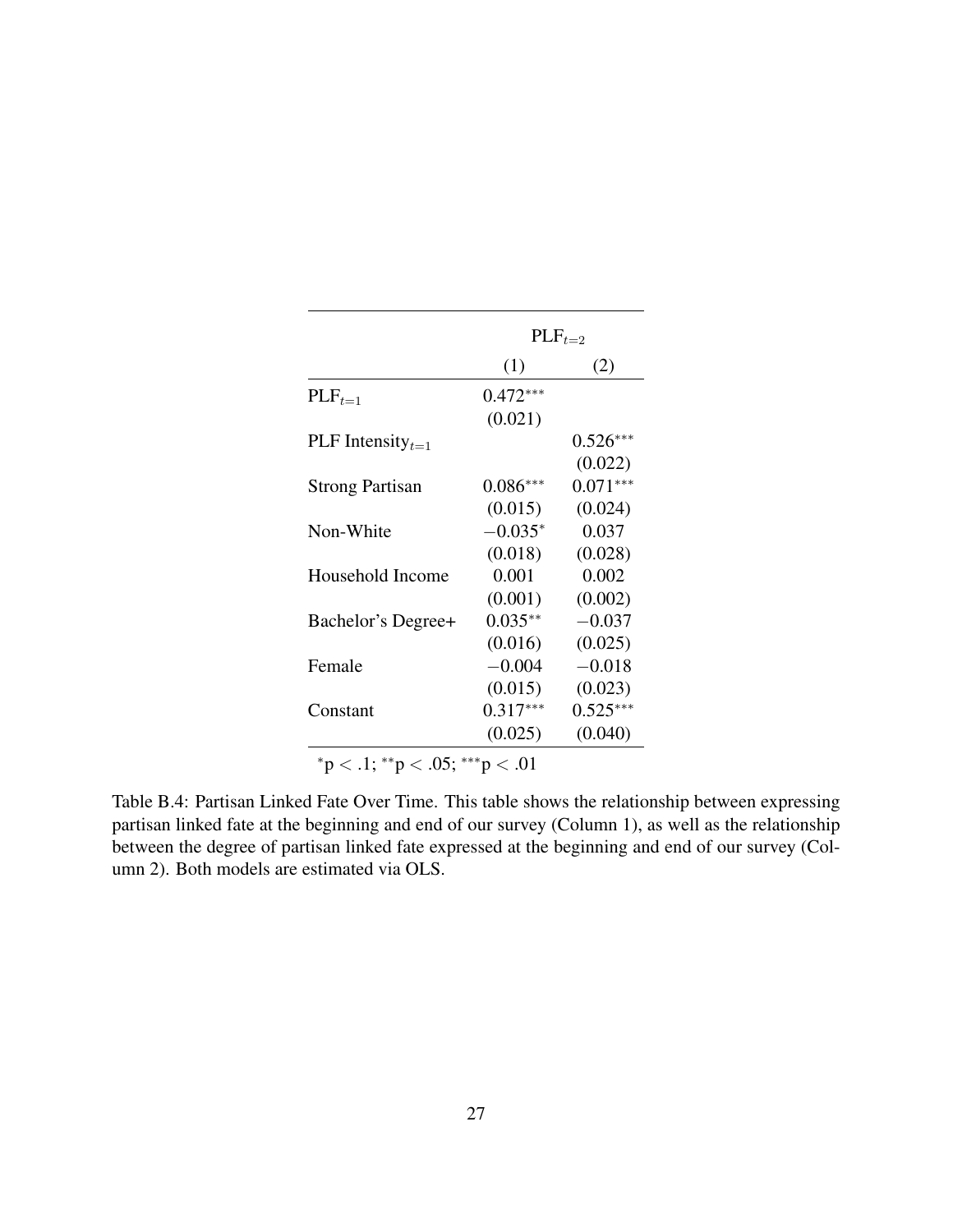| | $PLF_{t=2}$ | |
|---|---|---|
| | (1) | (2) |
| $PLF_{t=1}$ | $0.472^{***}$ | |
| | (0.021) | |
| PLF $Intensity_{t=1}$ | | $0.526^{***}$ |
| | | (0.022) |
| Strong Partisan | $0.086^{***}$ | $0.071^{***}$ |
| | (0.015) | (0.024) |
| Non-White | $-0.035^{*}$ | 0.037 |
| | (0.018) | (0.028) |
| Household Income | 0.001 | 0.002 |
| | (0.001) | (0.002) |
| Bachelor's Degree+ | $0.035^{**}$ | $-0.037$ |
| | (0.016) | (0.025) |
| Female | $-0.004$ | $-0.018$ |
| | (0.015) | (0.023) |
| Constant | $0.317^{***}$ | $0.525^{***}$ |
| | (0.025) | (0.040) |

${}^{*}p < .1$; ${}^{**}p < .05$; ${}^{***}p < .01$

Table B.4: Partisan Linked Fate Over Time. This table shows the relationship between expressing partisan linked fate at the beginning and end of our survey (Column 1), as well as the relationship between the degree of partisan linked fate expressed at the beginning and end of our survey (Column 2). Both models are estimated via OLS.